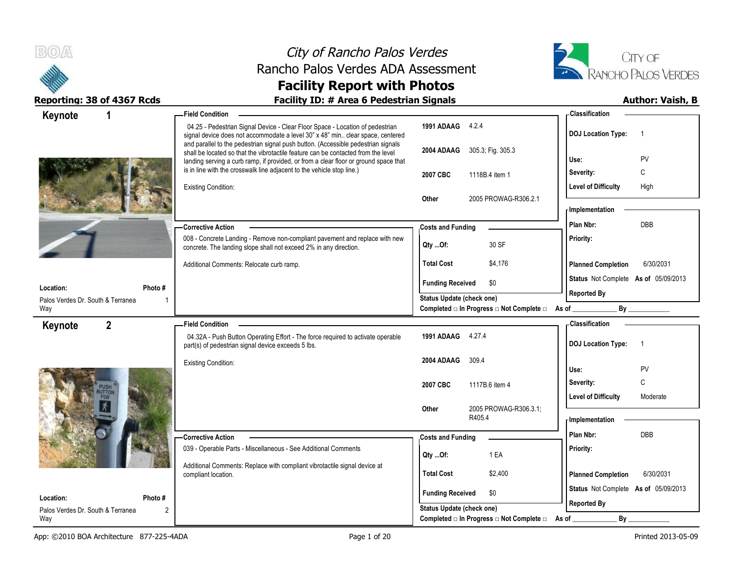# City of Rancho Palos Verdes
## Rancho Palos Verdes ADA Assessment
## Facility Report with Photos

**Reporting: 38 of 4367 Rcds** | **Facility ID: # Area 6 Pedestrian Signals** | **Author: Vaish, B**

---

## Keynote 1

**Location:** Palos Verdes Dr. South & Terranea Way
**Photo #:** 1

### Field Condition

04.25 - Pedestrian Signal Device - Clear Floor Space - Location of pedestrian signal device does not accommodate a level 30" x 48" min.. clear space, centered and parallel to the pedestrian signal push button. (Accessible pedestrian signals shall be located so that the vibrotactile feature can be contacted from the level landing serving a curb ramp, if provided, or from a clear floor or ground space that is in line with the crosswalk line adjacent to the vehicle stop line.)

Existing Condition:

| | |
|---|---|
| 1991 ADAAG | 4.2.4 |
| 2004 ADAAG | 305.3; Fig. 305.3 |
| 2007 CBC | 1118B.4 item 1 |
| Other | 2005 PROWAG-R306.2.1 |

### Classification

| | |
|---|---|
| DOJ Location Type: | 1 |
| Use: | PV |
| Severity: | C |
| Level of Difficulty | High |

### Corrective Action

008 - Concrete Landing - Remove non-compliant pavement and replace with new concrete. The landing slope shall not exceed 2% in any direction.

Additional Comments: Relocate curb ramp.

### Costs and Funding

| | |
|---|---|
| Qty ...Of: | 30 SF |
| Total Cost | $4,176 |
| Funding Received | $0 |

Status Update (check one)
Completed □ In Progress □ Not Complete □ As of ____________ By ____________

### Implementation

| | |
|---|---|
| Plan Nbr: | DBB |
| Priority: | |
| Planned Completion | 6/30/2031 |
| Status | Not Complete As of 05/09/2013 |
| Reported By | |

---

## Keynote 2

**Location:** Palos Verdes Dr. South & Terranea Way
**Photo #:** 2

### Field Condition

04.32A - Push Button Operating Effort - The force required to activate operable part(s) of pedestrian signal device exceeds 5 lbs.

Existing Condition:

| | |
|---|---|
| 1991 ADAAG | 4.27.4 |
| 2004 ADAAG | 309.4 |
| 2007 CBC | 1117B.6 item 4 |
| Other | 2005 PROWAG-R306.3.1; R405.4 |

### Classification

| | |
|---|---|
| DOJ Location Type: | 1 |
| Use: | PV |
| Severity: | C |
| Level of Difficulty | Moderate |

### Corrective Action

039 - Operable Parts - Miscellaneous - See Additional Comments

Additional Comments: Replace with compliant vibrotactile signal device at compliant location.

### Costs and Funding

| | |
|---|---|
| Qty ...Of: | 1 EA |
| Total Cost | $2,400 |
| Funding Received | $0 |

Status Update (check one)
Completed □ In Progress □ Not Complete □ As of ____________ By ____________

### Implementation

| | |
|---|---|
| Plan Nbr: | DBB |
| Priority: | |
| Planned Completion | 6/30/2031 |
| Status | Not Complete As of 05/09/2013 |
| Reported By | |

---

App: ©2010 BOA Architecture 877-225-4ADA | Printed 2013-05-09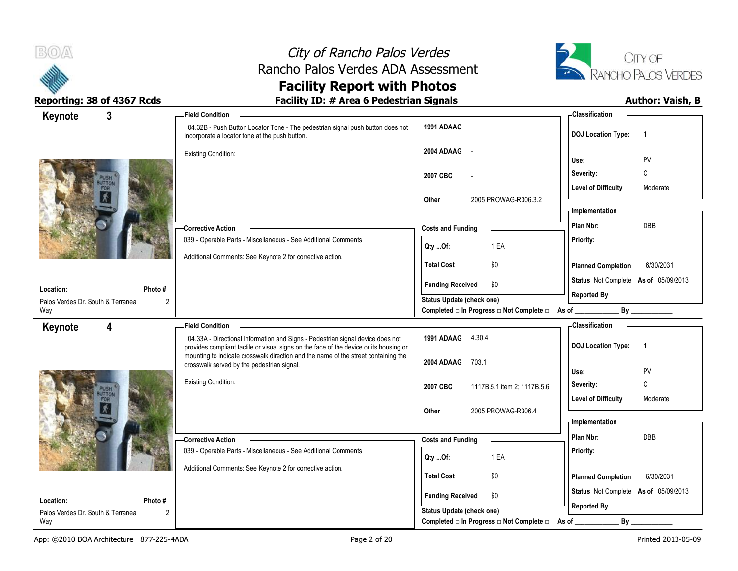# City of Rancho Palos Verdes
## Rancho Palos Verdes ADA Assessment
## Facility Report with Photos

**Reporting: 38 of 4367 Rcds** | **Facility ID: # Area 6 Pedestrian Signals** | **Author: Vaish, B**

---

### Keynote 3

**Field Condition**

04.32B - Push Button Locator Tone - The pedestrian signal push button does not incorporate a locator tone at the push button.

Existing Condition:

| | |
|---|---|
| 1991 ADAAG | - |
| 2004 ADAAG | - |
| 2007 CBC | - |
| Other | 2005 PROWAG-R306.3.2 |

**Classification**

| | |
|---|---|
| DOJ Location Type: | 1 |
| Use: | PV |
| Severity: | C |
| Level of Difficulty | Moderate |

**Corrective Action**

039 - Operable Parts - Miscellaneous - See Additional Comments

Additional Comments: See Keynote 2 for corrective action.

**Costs and Funding**

| | |
|---|---|
| Qty ...Of: | 1 EA |
| Total Cost | $0 |
| Funding Received | $0 |

**Implementation**

| | |
|---|---|
| Plan Nbr: | DBB |
| Priority: | |
| Planned Completion | 6/30/2031 |
| Status | Not Complete As of 05/09/2013 |
| Reported By | |

**Location:** Palos Verdes Dr. South & Terranea Way

**Photo #** 2

Status Update (check one)
Completed □ In Progress □ Not Complete □ As of ____________ By ____________

---

### Keynote 4

**Field Condition**

04.33A - Directional Information and Signs - Pedestrian signal device does not provides compliant tactile or visual signs on the face of the device or its housing or mounting to indicate crosswalk direction and the name of the street containing the crosswalk served by the pedestrian signal.

Existing Condition:

| | |
|---|---|
| 1991 ADAAG | 4.30.4 |
| 2004 ADAAG | 703.1 |
| 2007 CBC | 1117B.5.1 item 2; 1117B.5.6 |
| Other | 2005 PROWAG-R306.4 |

**Classification**

| | |
|---|---|
| DOJ Location Type: | 1 |
| Use: | PV |
| Severity: | C |
| Level of Difficulty | Moderate |

**Corrective Action**

039 - Operable Parts - Miscellaneous - See Additional Comments

Additional Comments: See Keynote 2 for corrective action.

**Costs and Funding**

| | |
|---|---|
| Qty ...Of: | 1 EA |
| Total Cost | $0 |
| Funding Received | $0 |

**Implementation**

| | |
|---|---|
| Plan Nbr: | DBB |
| Priority: | |
| Planned Completion | 6/30/2031 |
| Status | Not Complete As of 05/09/2013 |
| Reported By | |

**Location:** Palos Verdes Dr. South & Terranea Way

**Photo #** 2

Status Update (check one)
Completed □ In Progress □ Not Complete □ As of ____________ By ____________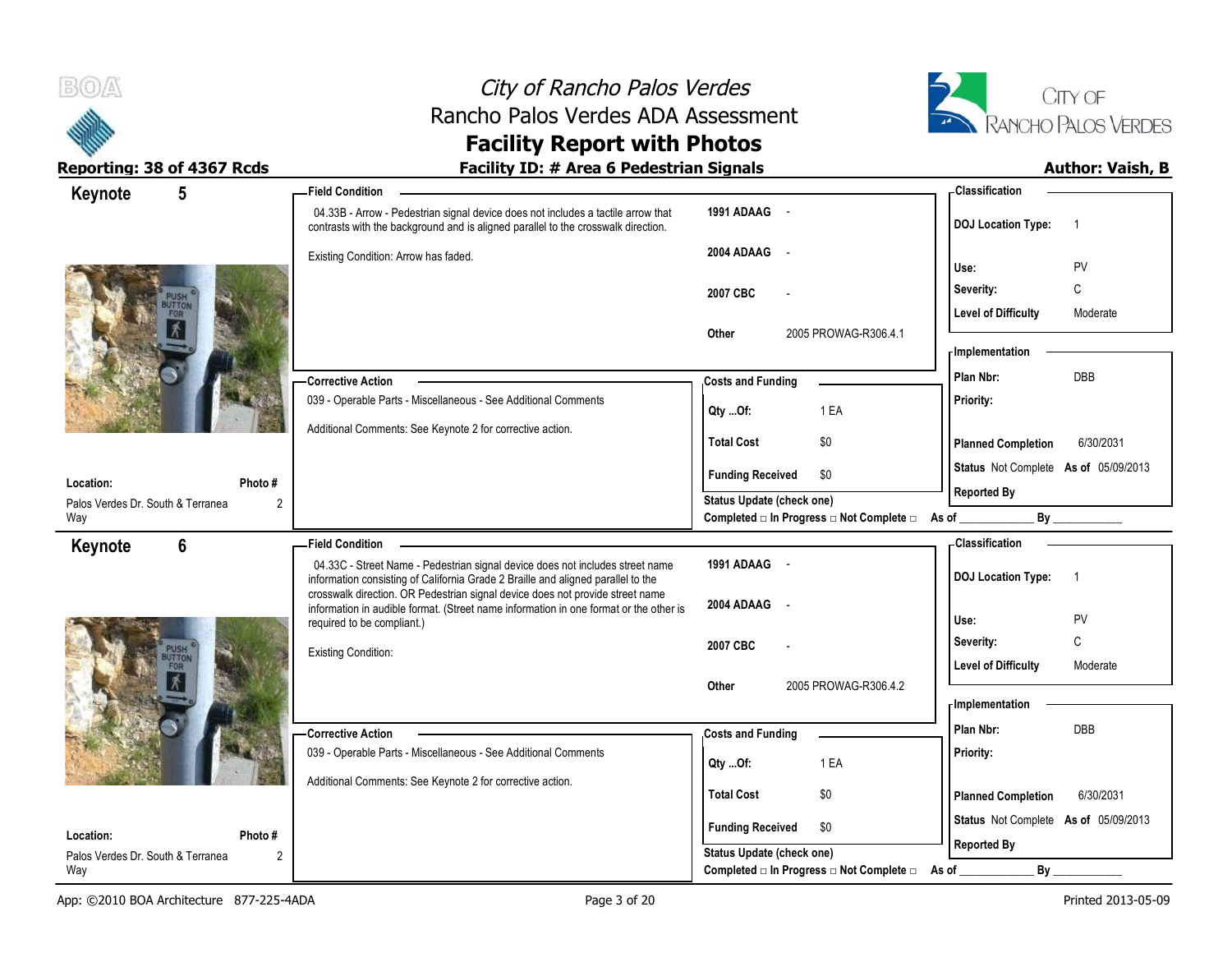# City of Rancho Palos Verdes
## Rancho Palos Verdes ADA Assessment
## Facility Report with Photos

**Reporting: 38 of 4367 Rcds** | **Facility ID: # Area 6 Pedestrian Signals** | **Author: Vaish, B**

---

## Keynote 5

**Location:** Palos Verdes Dr. South & Terranea Way
**Photo #:** 2

**Field Condition**

04.33B - Arrow - Pedestrian signal device does not includes a tactile arrow that contrasts with the background and is aligned parallel to the crosswalk direction.

Existing Condition: Arrow has faded.

| | |
|---|---|
| 1991 ADAAG | - |
| 2004 ADAAG | - |
| 2007 CBC | - |
| Other | 2005 PROWAG-R306.4.1 |

**Corrective Action**

039 - Operable Parts - Miscellaneous - See Additional Comments

Additional Comments: See Keynote 2 for corrective action.

**Costs and Funding**

| | |
|---|---|
| Qty ...Of: | 1 EA |
| Total Cost | $0 |
| Funding Received | $0 |

Status Update (check one)
Completed □ In Progress □ Not Complete □ As of ____________ By ____________

**Classification**

| | |
|---|---|
| DOJ Location Type: | 1 |
| Use: | PV |
| Severity: | C |
| Level of Difficulty | Moderate |

**Implementation**

| | |
|---|---|
| Plan Nbr: | DBB |
| Priority: | |
| Planned Completion | 6/30/2031 |
| Status | Not Complete As of 05/09/2013 |
| Reported By | |

---

## Keynote 6

**Location:** Palos Verdes Dr. South & Terranea Way
**Photo #:** 2

**Field Condition**

04.33C - Street Name - Pedestrian signal device does not includes street name information consisting of California Grade 2 Braille and aligned parallel to the crosswalk direction. OR Pedestrian signal device does not provide street name information in audible format. (Street name information in one format or the other is required to be compliant.)

Existing Condition:

| | |
|---|---|
| 1991 ADAAG | - |
| 2004 ADAAG | - |
| 2007 CBC | - |
| Other | 2005 PROWAG-R306.4.2 |

**Corrective Action**

039 - Operable Parts - Miscellaneous - See Additional Comments

Additional Comments: See Keynote 2 for corrective action.

**Costs and Funding**

| | |
|---|---|
| Qty ...Of: | 1 EA |
| Total Cost | $0 |
| Funding Received | $0 |

Status Update (check one)
Completed □ In Progress □ Not Complete □ As of ____________ By ____________

**Classification**

| | |
|---|---|
| DOJ Location Type: | 1 |
| Use: | PV |
| Severity: | C |
| Level of Difficulty | Moderate |

**Implementation**

| | |
|---|---|
| Plan Nbr: | DBB |
| Priority: | |
| Planned Completion | 6/30/2031 |
| Status | Not Complete As of 05/09/2013 |
| Reported By | |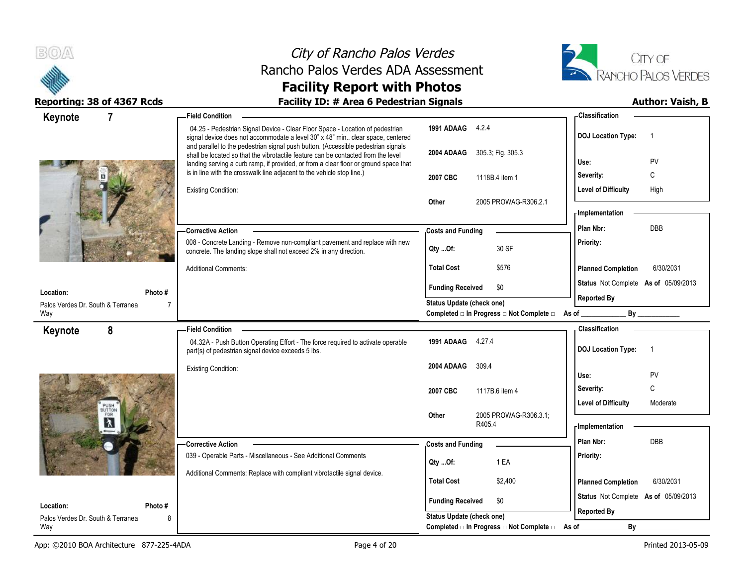# City of Rancho Palos Verdes
## Rancho Palos Verdes ADA Assessment
## Facility Report with Photos

**Reporting: 38 of 4367 Rcds** | **Facility ID: # Area 6 Pedestrian Signals** | **Author: Vaish, B**

---

## Keynote 7

**Field Condition**

04.25 - Pedestrian Signal Device - Clear Floor Space - Location of pedestrian signal device does not accommodate a level 30" x 48" min.. clear space, centered and parallel to the pedestrian signal push button. (Accessible pedestrian signals shall be located so that the vibrotactile feature can be contacted from the level landing serving a curb ramp, if provided, or from a clear floor or ground space that is in line with the crosswalk line adjacent to the vehicle stop line.)

Existing Condition:

| | |
|---|---|
| 1991 ADAAG | 4.2.4 |
| 2004 ADAAG | 305.3; Fig. 305.3 |
| 2007 CBC | 1118B.4 item 1 |
| Other | 2005 PROWAG-R306.2.1 |

**Classification**

| | |
|---|---|
| DOJ Location Type: | 1 |
| Use: | PV |
| Severity: | C |
| Level of Difficulty | High |

**Corrective Action**

008 - Concrete Landing - Remove non-compliant pavement and replace with new concrete. The landing slope shall not exceed 2% in any direction.

Additional Comments:

**Costs and Funding**

| | |
|---|---|
| Qty ...Of: | 30 SF |
| Total Cost | $576 |
| Funding Received | $0 |

**Implementation**

| | |
|---|---|
| Plan Nbr: | DBB |
| Priority: | |
| Planned Completion | 6/30/2031 |
| Status | Not Complete As of 05/09/2013 |
| Reported By | |

**Location:** Palos Verdes Dr. South & Terranea Way | **Photo #** 7

Status Update (check one)
Completed □ In Progress □ Not Complete □ As of ____________ By ____________

---

## Keynote 8

**Field Condition**

04.32A - Push Button Operating Effort - The force required to activate operable part(s) of pedestrian signal device exceeds 5 lbs.

Existing Condition:

| | |
|---|---|
| 1991 ADAAG | 4.27.4 |
| 2004 ADAAG | 309.4 |
| 2007 CBC | 1117B.6 item 4 |
| Other | 2005 PROWAG-R306.3.1; R405.4 |

**Classification**

| | |
|---|---|
| DOJ Location Type: | 1 |
| Use: | PV |
| Severity: | C |
| Level of Difficulty | Moderate |

**Corrective Action**

039 - Operable Parts - Miscellaneous - See Additional Comments

Additional Comments: Replace with compliant vibrotactile signal device.

**Costs and Funding**

| | |
|---|---|
| Qty ...Of: | 1 EA |
| Total Cost | $2,400 |
| Funding Received | $0 |

**Implementation**

| | |
|---|---|
| Plan Nbr: | DBB |
| Priority: | |
| Planned Completion | 6/30/2031 |
| Status | Not Complete As of 05/09/2013 |
| Reported By | |

**Location:** Palos Verdes Dr. South & Terranea Way | **Photo #** 8

Status Update (check one)
Completed □ In Progress □ Not Complete □ As of ____________ By ____________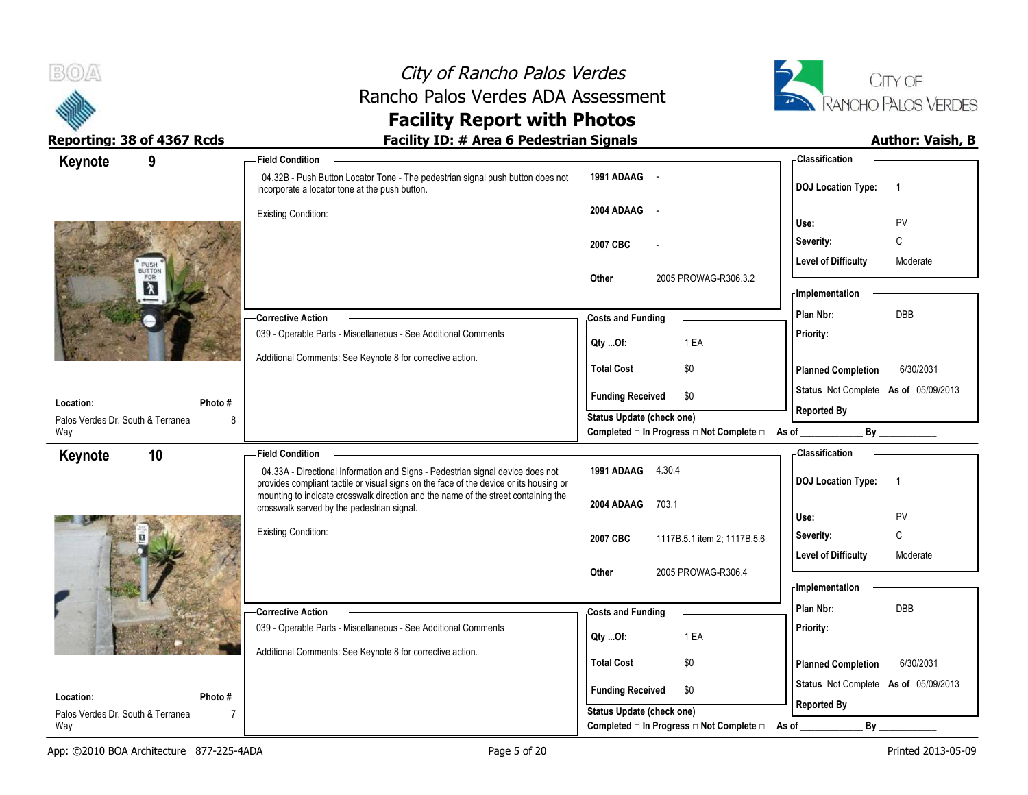# City of Rancho Palos Verdes
## Rancho Palos Verdes ADA Assessment
## Facility Report with Photos

**Reporting: 38 of 4367 Rcds** | **Facility ID: # Area 6 Pedestrian Signals** | **Author: Vaish, B**

---

## Keynote 9

**Field Condition**

04.32B - Push Button Locator Tone - The pedestrian signal push button does not incorporate a locator tone at the push button.

Existing Condition:

| | |
|---|---|
| 1991 ADAAG | - |
| 2004 ADAAG | - |
| 2007 CBC | - |
| Other | 2005 PROWAG-R306.3.2 |

**Classification**

| | |
|---|---|
| DOJ Location Type: | 1 |
| Use: | PV |
| Severity: | C |
| Level of Difficulty | Moderate |

**Corrective Action**

039 - Operable Parts - Miscellaneous - See Additional Comments

Additional Comments: See Keynote 8 for corrective action.

**Costs and Funding**

| | |
|---|---|
| Qty ...Of: | 1 EA |
| Total Cost | $0 |
| Funding Received | $0 |

Status Update (check one)
Completed □ In Progress □ Not Complete □ As of ____________ By ____________

**Implementation**

| | |
|---|---|
| Plan Nbr: | DBB |
| Priority: | |
| Planned Completion | 6/30/2031 |
| Status | Not Complete As of 05/09/2013 |
| Reported By | |

**Location:** Palos Verdes Dr. South & Terranea Way
**Photo #** 8

---

## Keynote 10

**Field Condition**

04.33A - Directional Information and Signs - Pedestrian signal device does not provides compliant tactile or visual signs on the face of the device or its housing or mounting to indicate crosswalk direction and the name of the street containing the crosswalk served by the pedestrian signal.

Existing Condition:

| | |
|---|---|
| 1991 ADAAG | 4.30.4 |
| 2004 ADAAG | 703.1 |
| 2007 CBC | 1117B.5.1 item 2; 1117B.5.6 |
| Other | 2005 PROWAG-R306.4 |

**Classification**

| | |
|---|---|
| DOJ Location Type: | 1 |
| Use: | PV |
| Severity: | C |
| Level of Difficulty | Moderate |

**Corrective Action**

039 - Operable Parts - Miscellaneous - See Additional Comments

Additional Comments: See Keynote 8 for corrective action.

**Costs and Funding**

| | |
|---|---|
| Qty ...Of: | 1 EA |
| Total Cost | $0 |
| Funding Received | $0 |

Status Update (check one)
Completed □ In Progress □ Not Complete □ As of ____________ By ____________

**Implementation**

| | |
|---|---|
| Plan Nbr: | DBB |
| Priority: | |
| Planned Completion | 6/30/2031 |
| Status | Not Complete As of 05/09/2013 |
| Reported By | |

**Location:** Palos Verdes Dr. South & Terranea Way
**Photo #** 7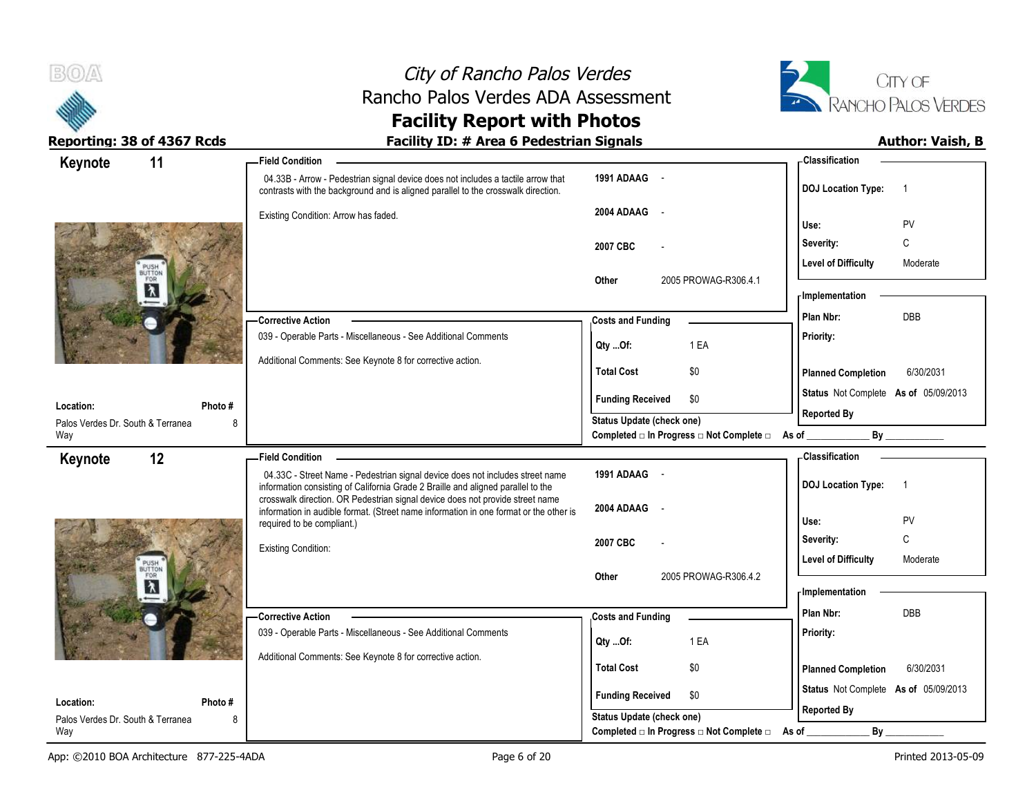# City of Rancho Palos Verdes
## Rancho Palos Verdes ADA Assessment
## Facility Report with Photos

**Reporting: 38 of 4367 Rcds** | **Facility ID: # Area 6 Pedestrian Signals** | **Author: Vaish, B**

---

### Keynote 11

**Field Condition**

04.33B - Arrow - Pedestrian signal device does not includes a tactile arrow that contrasts with the background and is aligned parallel to the crosswalk direction.

Existing Condition: Arrow has faded.

| | |
|---|---|
| 1991 ADAAG | - |
| 2004 ADAAG | - |
| 2007 CBC | - |
| Other | 2005 PROWAG-R306.4.1 |

**Classification**

| | |
|---|---|
| DOJ Location Type: | 1 |
| Use: | PV |
| Severity: | C |
| Level of Difficulty | Moderate |

**Corrective Action**

039 - Operable Parts - Miscellaneous - See Additional Comments

Additional Comments: See Keynote 8 for corrective action.

**Costs and Funding**

| | |
|---|---|
| Qty ...Of: | 1 EA |
| Total Cost | $0 |
| Funding Received | $0 |

Status Update (check one)
Completed □ In Progress □ Not Complete □ As of ____________ By ____________

**Implementation**

| | |
|---|---|
| Plan Nbr: | DBB |
| Priority: | |
| Planned Completion | 6/30/2031 |
| Status | Not Complete As of 05/09/2013 |
| Reported By | |

**Location:** Palos Verdes Dr. South & Terranea Way
**Photo #:** 8

---

### Keynote 12

**Field Condition**

04.33C - Street Name - Pedestrian signal device does not includes street name information consisting of California Grade 2 Braille and aligned parallel to the crosswalk direction. OR Pedestrian signal device does not provide street name information in audible format. (Street name information in one format or the other is required to be compliant.)

Existing Condition:

| | |
|---|---|
| 1991 ADAAG | - |
| 2004 ADAAG | - |
| 2007 CBC | - |
| Other | 2005 PROWAG-R306.4.2 |

**Classification**

| | |
|---|---|
| DOJ Location Type: | 1 |
| Use: | PV |
| Severity: | C |
| Level of Difficulty | Moderate |

**Corrective Action**

039 - Operable Parts - Miscellaneous - See Additional Comments

Additional Comments: See Keynote 8 for corrective action.

**Costs and Funding**

| | |
|---|---|
| Qty ...Of: | 1 EA |
| Total Cost | $0 |
| Funding Received | $0 |

Status Update (check one)
Completed □ In Progress □ Not Complete □ As of ____________ By ____________

**Implementation**

| | |
|---|---|
| Plan Nbr: | DBB |
| Priority: | |
| Planned Completion | 6/30/2031 |
| Status | Not Complete As of 05/09/2013 |
| Reported By | |

**Location:** Palos Verdes Dr. South & Terranea Way
**Photo #:** 8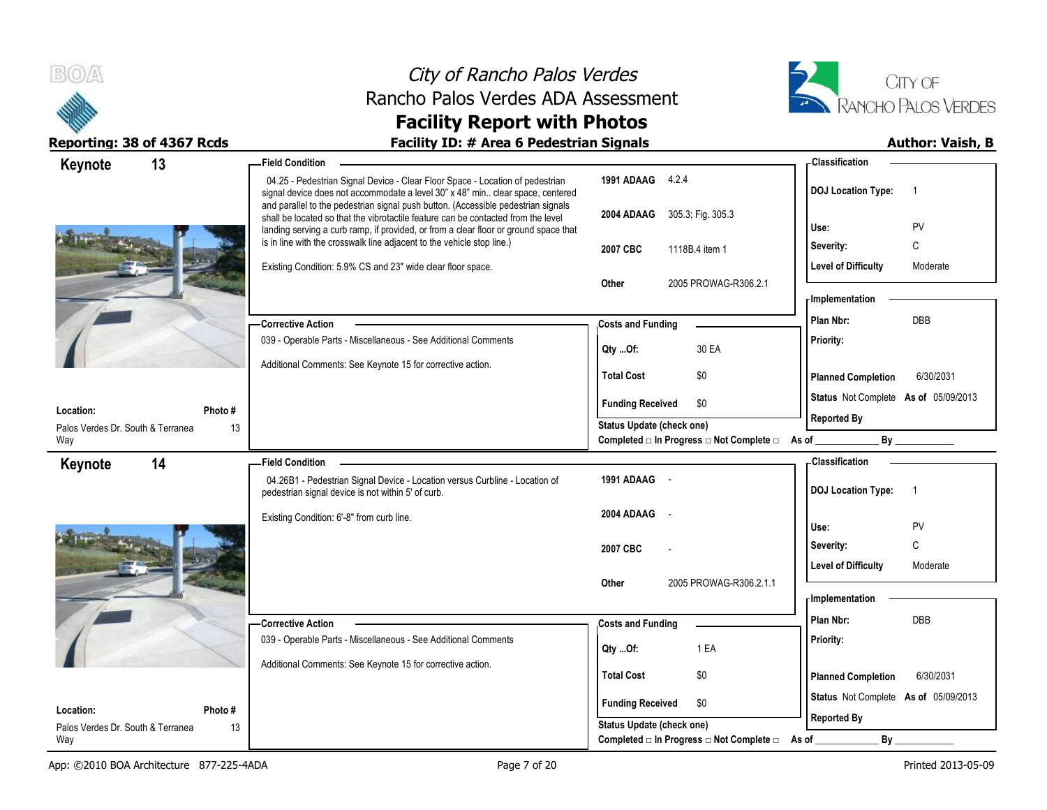# City of Rancho Palos Verdes
## Rancho Palos Verdes ADA Assessment
## Facility Report with Photos

**Reporting: 38 of 4367 Rcds** | **Facility ID: # Area 6 Pedestrian Signals** | **Author: Vaish, B**

---

## Keynote 13

**Field Condition**

04.25 - Pedestrian Signal Device - Clear Floor Space - Location of pedestrian signal device does not accommodate a level 30" x 48" min.. clear space, centered and parallel to the pedestrian signal push button. (Accessible pedestrian signals shall be located so that the vibrotactile feature can be contacted from the level landing serving a curb ramp, if provided, or from a clear floor or ground space that is in line with the crosswalk line adjacent to the vehicle stop line.)

Existing Condition: 5.9% CS and 23" wide clear floor space.

| Code | Reference |
| --- | --- |
| 1991 ADAAG | 4.2.4 |
| 2004 ADAAG | 305.3; Fig. 305.3 |
| 2007 CBC | 1118B.4 item 1 |
| Other | 2005 PROWAG-R306.2.1 |

**Classification**

| | |
| --- | --- |
| DOJ Location Type: | 1 |
| Use: | PV |
| Severity: | C |
| Level of Difficulty | Moderate |

**Corrective Action**

039 - Operable Parts - Miscellaneous - See Additional Comments

Additional Comments: See Keynote 15 for corrective action.

**Costs and Funding**

| | |
| --- | --- |
| Qty ...Of: | 30 EA |
| Total Cost | $0 |
| Funding Received | $0 |

**Implementation**

| | |
| --- | --- |
| Plan Nbr: | DBB |
| Priority: | |
| Planned Completion | 6/30/2031 |
| Status | Not Complete As of 05/09/2013 |
| Reported By | |

**Location:** Palos Verdes Dr. South & Terranea Way
**Photo #** 13

Status Update (check one)
Completed □ In Progress □ Not Complete □ As of ____________ By ____________

---

## Keynote 14

**Field Condition**

04.26B1 - Pedestrian Signal Device - Location versus Curbline - Location of pedestrian signal device is not within 5' of curb.

Existing Condition: 6'-8" from curb line.

| Code | Reference |
| --- | --- |
| 1991 ADAAG | - |
| 2004 ADAAG | - |
| 2007 CBC | - |
| Other | 2005 PROWAG-R306.2.1.1 |

**Classification**

| | |
| --- | --- |
| DOJ Location Type: | 1 |
| Use: | PV |
| Severity: | C |
| Level of Difficulty | Moderate |

**Corrective Action**

039 - Operable Parts - Miscellaneous - See Additional Comments

Additional Comments: See Keynote 15 for corrective action.

**Costs and Funding**

| | |
| --- | --- |
| Qty ...Of: | 1 EA |
| Total Cost | $0 |
| Funding Received | $0 |

**Implementation**

| | |
| --- | --- |
| Plan Nbr: | DBB |
| Priority: | |
| Planned Completion | 6/30/2031 |
| Status | Not Complete As of 05/09/2013 |
| Reported By | |

**Location:** Palos Verdes Dr. South & Terranea Way
**Photo #** 13

Status Update (check one)
Completed □ In Progress □ Not Complete □ As of ____________ By ____________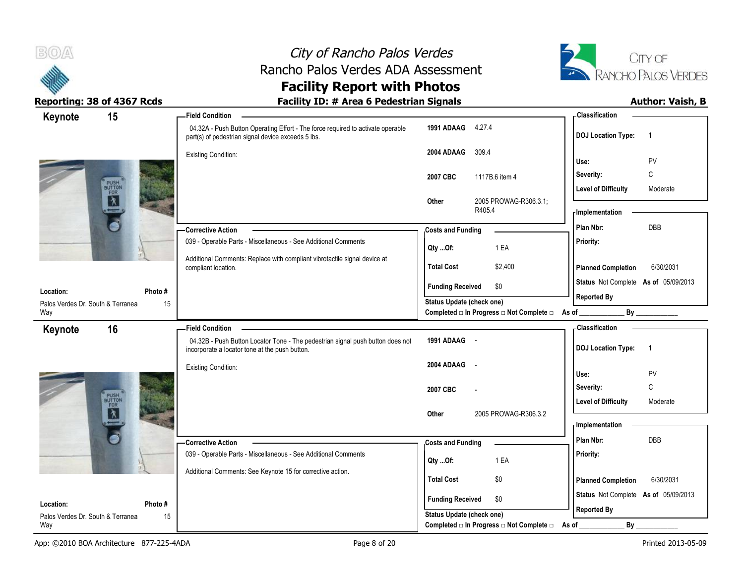# City of Rancho Palos Verdes
## Rancho Palos Verdes ADA Assessment
## Facility Report with Photos

**Reporting: 38 of 4367 Rcds** | **Facility ID: # Area 6 Pedestrian Signals** | **Author: Vaish, B**

---

### Keynote 15

**Location:** Palos Verdes Dr. South & Terranea Way
**Photo #:** 15

**Field Condition**

04.32A - Push Button Operating Effort - The force required to activate operable part(s) of pedestrian signal device exceeds 5 lbs.

Existing Condition:

| | |
|---|---|
| 1991 ADAAG | 4.27.4 |
| 2004 ADAAG | 309.4 |
| 2007 CBC | 1117B.6 item 4 |
| Other | 2005 PROWAG-R306.3.1; R405.4 |

**Corrective Action**

039 - Operable Parts - Miscellaneous - See Additional Comments

Additional Comments: Replace with compliant vibrotactile signal device at compliant location.

**Costs and Funding**

| | |
|---|---|
| Qty ...Of: | 1 EA |
| Total Cost | $2,400 |
| Funding Received | $0 |

Status Update (check one)
Completed □ In Progress □ Not Complete □ As of ____________ By ____________

**Classification**

| | |
|---|---|
| DOJ Location Type: | 1 |
| Use: | PV |
| Severity: | C |
| Level of Difficulty | Moderate |

**Implementation**

| | |
|---|---|
| Plan Nbr: | DBB |
| Priority: | |
| Planned Completion | 6/30/2031 |
| Status | Not Complete As of 05/09/2013 |
| Reported By | |

---

### Keynote 16

**Location:** Palos Verdes Dr. South & Terranea Way
**Photo #:** 15

**Field Condition**

04.32B - Push Button Locator Tone - The pedestrian signal push button does not incorporate a locator tone at the push button.

Existing Condition:

| | |
|---|---|
| 1991 ADAAG | - |
| 2004 ADAAG | - |
| 2007 CBC | - |
| Other | 2005 PROWAG-R306.3.2 |

**Corrective Action**

039 - Operable Parts - Miscellaneous - See Additional Comments

Additional Comments: See Keynote 15 for corrective action.

**Costs and Funding**

| | |
|---|---|
| Qty ...Of: | 1 EA |
| Total Cost | $0 |
| Funding Received | $0 |

Status Update (check one)
Completed □ In Progress □ Not Complete □ As of ____________ By ____________

**Classification**

| | |
|---|---|
| DOJ Location Type: | 1 |
| Use: | PV |
| Severity: | C |
| Level of Difficulty | Moderate |

**Implementation**

| | |
|---|---|
| Plan Nbr: | DBB |
| Priority: | |
| Planned Completion | 6/30/2031 |
| Status | Not Complete As of 05/09/2013 |
| Reported By | |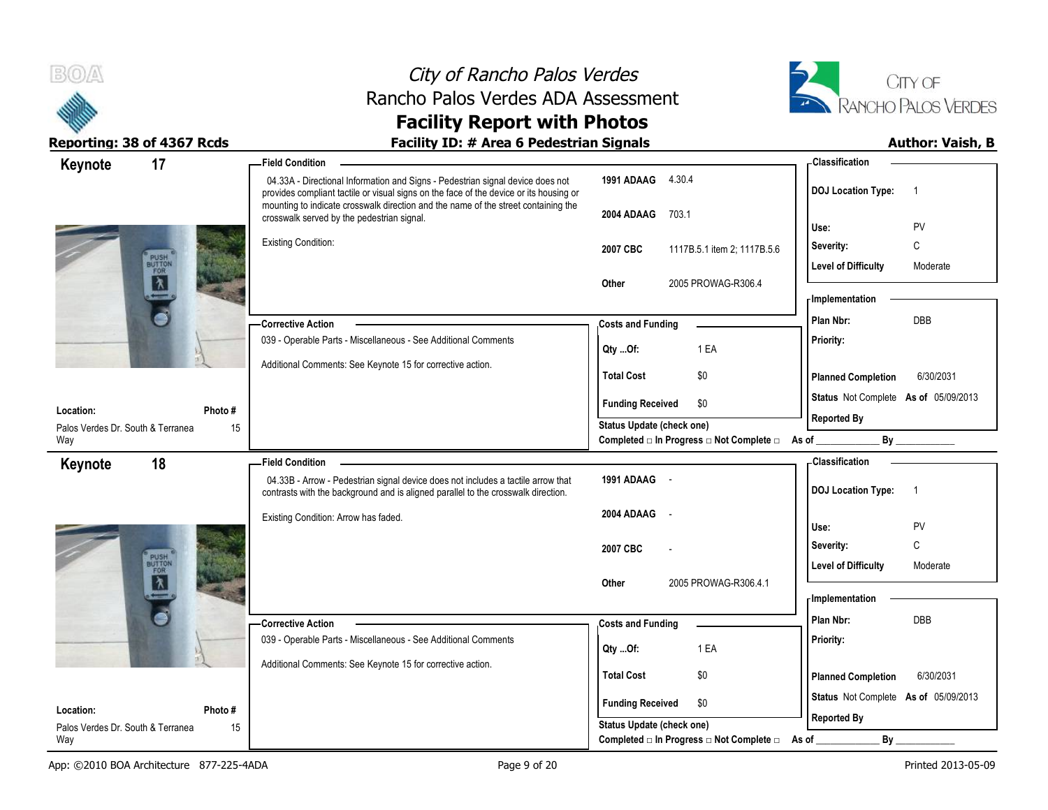# City of Rancho Palos Verdes
## Rancho Palos Verdes ADA Assessment
## Facility Report with Photos

**Reporting: 38 of 4367 Rcds** | **Facility ID: # Area 6 Pedestrian Signals** | **Author: Vaish, B**

---

### Keynote 17

**Field Condition**

04.33A - Directional Information and Signs - Pedestrian signal device does not provides compliant tactile or visual signs on the face of the device or its housing or mounting to indicate crosswalk direction and the name of the street containing the crosswalk served by the pedestrian signal.

Existing Condition:

| Code | Reference |
|---|---|
| 1991 ADAAG | 4.30.4 |
| 2004 ADAAG | 703.1 |
| 2007 CBC | 1117B.5.1 item 2; 1117B.5.6 |
| Other | 2005 PROWAG-R306.4 |

**Classification**

| | |
|---|---|
| DOJ Location Type: | 1 |
| Use: | PV |
| Severity: | C |
| Level of Difficulty | Moderate |

**Corrective Action**

039 - Operable Parts - Miscellaneous - See Additional Comments

Additional Comments: See Keynote 15 for corrective action.

**Costs and Funding**

| | |
|---|---|
| Qty ...Of: | 1 EA |
| Total Cost | $0 |
| Funding Received | $0 |

Status Update (check one)
Completed □ In Progress □ Not Complete □ As of ____________ By ____________

**Implementation**

| | |
|---|---|
| Plan Nbr: | DBB |
| Priority: | |
| Planned Completion | 6/30/2031 |
| Status | Not Complete As of 05/09/2013 |
| Reported By | |

**Location:** Palos Verdes Dr. South & Terranea Way
**Photo #:** 15

---

### Keynote 18

**Field Condition**

04.33B - Arrow - Pedestrian signal device does not includes a tactile arrow that contrasts with the background and is aligned parallel to the crosswalk direction.

Existing Condition: Arrow has faded.

| Code | Reference |
|---|---|
| 1991 ADAAG | - |
| 2004 ADAAG | - |
| 2007 CBC | - |
| Other | 2005 PROWAG-R306.4.1 |

**Classification**

| | |
|---|---|
| DOJ Location Type: | 1 |
| Use: | PV |
| Severity: | C |
| Level of Difficulty | Moderate |

**Corrective Action**

039 - Operable Parts - Miscellaneous - See Additional Comments

Additional Comments: See Keynote 15 for corrective action.

**Costs and Funding**

| | |
|---|---|
| Qty ...Of: | 1 EA |
| Total Cost | $0 |
| Funding Received | $0 |

Status Update (check one)
Completed □ In Progress □ Not Complete □ As of ____________ By ____________

**Implementation**

| | |
|---|---|
| Plan Nbr: | DBB |
| Priority: | |
| Planned Completion | 6/30/2031 |
| Status | Not Complete As of 05/09/2013 |
| Reported By | |

**Location:** Palos Verdes Dr. South & Terranea Way
**Photo #:** 15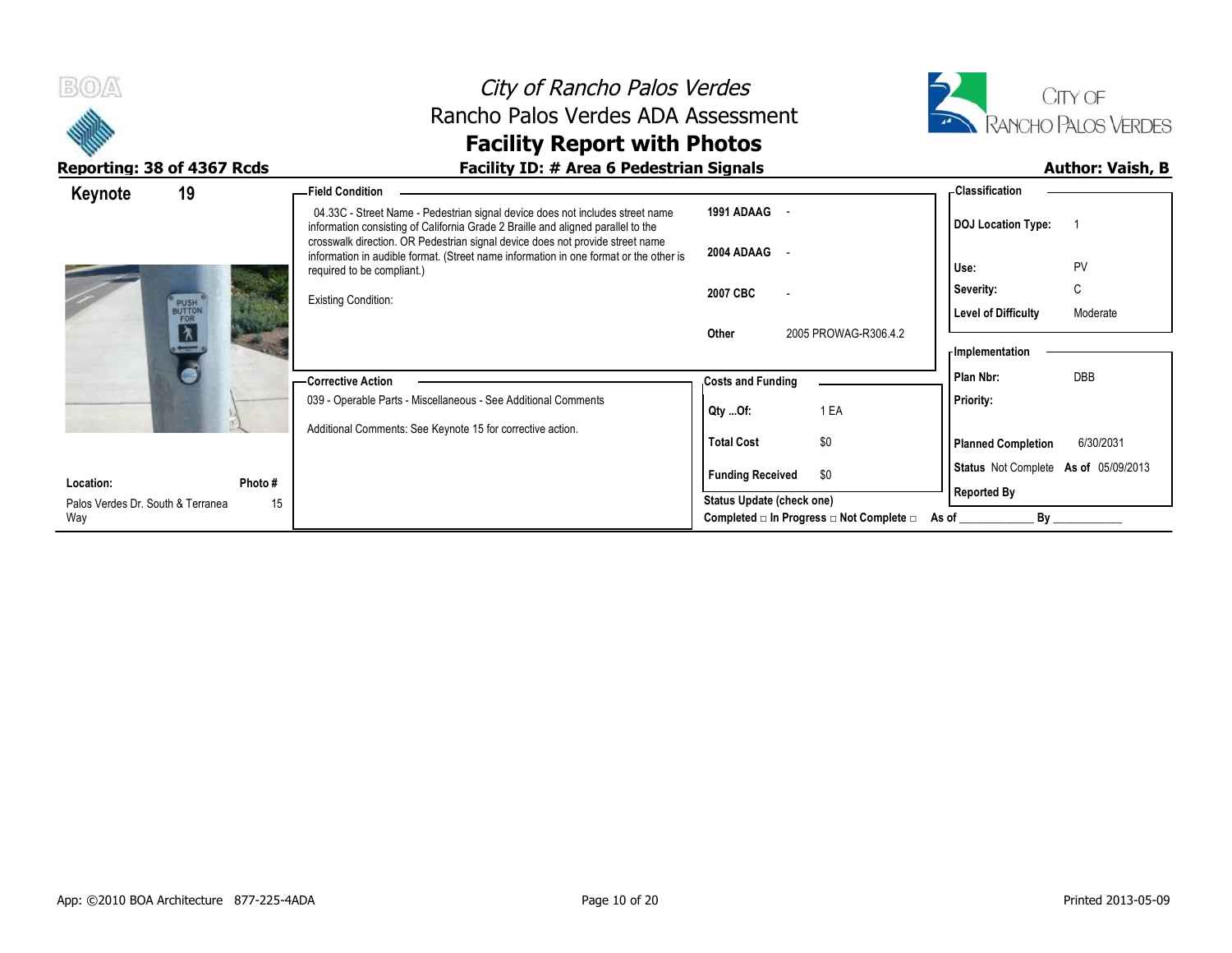# City of Rancho Palos Verdes
## Rancho Palos Verdes ADA Assessment
## Facility Report with Photos

**Reporting: 38 of 4367 Rcds**

**Facility ID: # Area 6 Pedestrian Signals**

**Author: Vaish, B**

**Keynote 19**

**Field Condition**

04.33C - Street Name - Pedestrian signal device does not includes street name information consisting of California Grade 2 Braille and aligned parallel to the crosswalk direction. OR Pedestrian signal device does not provide street name information in audible format. (Street name information in one format or the other is required to be compliant.)

Existing Condition:

| | |
|---|---|
| **1991 ADAAG** | - |
| **2004 ADAAG** | - |
| **2007 CBC** | - |
| **Other** | 2005 PROWAG-R306.4.2 |

**Classification**

| | |
|---|---|
| **DOJ Location Type:** | 1 |
| **Use:** | PV |
| **Severity:** | C |
| **Level of Difficulty** | Moderate |

**Corrective Action**

039 - Operable Parts - Miscellaneous - See Additional Comments

Additional Comments: See Keynote 15 for corrective action.

**Costs and Funding**

| | |
|---|---|
| **Qty ...Of:** | 1 EA |
| **Total Cost** | $0 |
| **Funding Received** | $0 |

**Status Update (check one)**

Completed □ In Progress □ Not Complete □ As of ____________ By ___________

**Implementation**

| | |
|---|---|
| **Plan Nbr:** | DBB |
| **Priority:** | |
| **Planned Completion** | 6/30/2031 |
| **Status** Not Complete | **As of** 05/09/2013 |
| **Reported By** | |

**Location:** Palos Verdes Dr. South & Terranea Way

**Photo #** 15

App: ©2010 BOA Architecture 877-225-4ADA

Printed 2013-05-09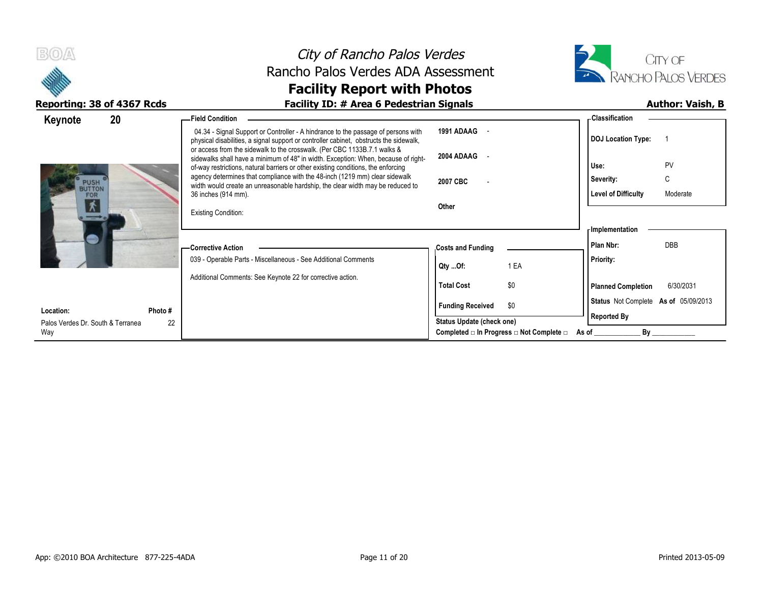# City of Rancho Palos Verdes

## Rancho Palos Verdes ADA Assessment

## Facility Report with Photos

**Reporting: 38 of 4367 Rcds**

**Facility ID: # Area 6 Pedestrian Signals**

**Author: Vaish, B**

**Keynote 20**

**Field Condition**

04.34 - Signal Support or Controller - A hindrance to the passage of persons with physical disabilities, a signal support or controller cabinet, obstructs the sidewalk, or access from the sidewalk to the crosswalk. (Per CBC 1133B.7.1 walks & sidewalks shall have a minimum of 48" in width. Exception: When, because of right-of-way restrictions, natural barriers or other existing conditions, the enforcing agency determines that compliance with the 48-inch (1219 mm) clear sidewalk width would create an unreasonable hardship, the clear width may be reduced to 36 inches (914 mm).

Existing Condition:

| | |
|---|---|
| 1991 ADAAG | - |
| 2004 ADAAG | - |
| 2007 CBC | - |
| Other | |

**Classification**

| | |
|---|---|
| DOJ Location Type: | 1 |
| Use: | PV |
| Severity: | C |
| Level of Difficulty | Moderate |

**Corrective Action**

039 - Operable Parts - Miscellaneous - See Additional Comments

Additional Comments: See Keynote 22 for corrective action.

**Costs and Funding**

| | |
|---|---|
| Qty ...Of: | 1 EA |
| Total Cost | $0 |
| Funding Received | $0 |

**Implementation**

| | |
|---|---|
| Plan Nbr: | DBB |
| Priority: | |
| Planned Completion | 6/30/2031 |
| Status | Not Complete As of 05/09/2013 |
| Reported By | |

Status Update (check one)

Completed □ In Progress □ Not Complete □ As of ____________ By ____________

**Location:** Palos Verdes Dr. South & Terranea Way

**Photo #** 22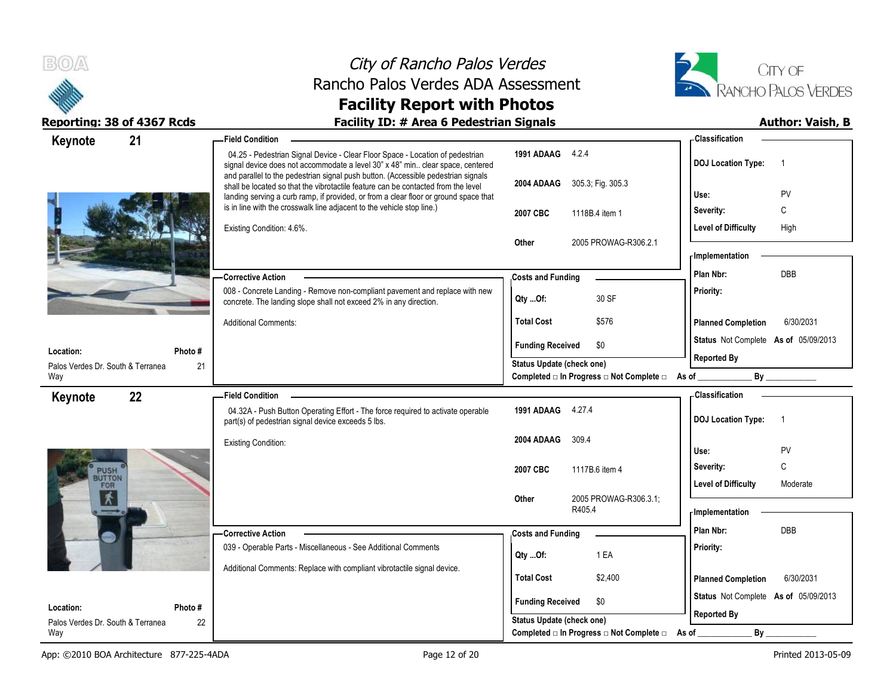# City of Rancho Palos Verdes
## Rancho Palos Verdes ADA Assessment
## Facility Report with Photos

**Reporting: 38 of 4367 Rcds** | **Facility ID: # Area 6 Pedestrian Signals** | **Author: Vaish, B**

---

### Keynote 21

**Field Condition**

04.25 - Pedestrian Signal Device - Clear Floor Space - Location of pedestrian signal device does not accommodate a level 30" x 48" min.. clear space, centered and parallel to the pedestrian signal push button. (Accessible pedestrian signals shall be located so that the vibrotactile feature can be contacted from the level landing serving a curb ramp, if provided, or from a clear floor or ground space that is in line with the crosswalk line adjacent to the vehicle stop line.)

Existing Condition: 4.6%.

| | |
|---|---|
| **1991 ADAAG** | 4.2.4 |
| **2004 ADAAG** | 305.3; Fig. 305.3 |
| **2007 CBC** | 1118B.4 item 1 |
| **Other** | 2005 PROWAG-R306.2.1 |

**Classification**

| | |
|---|---|
| **DOJ Location Type:** | 1 |
| **Use:** | PV |
| **Severity:** | C |
| **Level of Difficulty** | High |

**Corrective Action**

008 - Concrete Landing - Remove non-compliant pavement and replace with new concrete. The landing slope shall not exceed 2% in any direction.

Additional Comments:

**Costs and Funding**

| | |
|---|---|
| **Qty ...Of:** | 30 SF |
| **Total Cost** | $576 |
| **Funding Received** | $0 |

**Status Update (check one)**
Completed □ In Progress □ Not Complete □ As of ____________ By ____________

**Implementation**

| | |
|---|---|
| **Plan Nbr:** | DBB |
| **Priority:** | |
| **Planned Completion** | 6/30/2031 |
| **Status** | Not Complete **As of** 05/09/2013 |
| **Reported By** | |

**Location:** Palos Verdes Dr. South & Terranea Way
**Photo #** 21

---

### Keynote 22

**Field Condition**

04.32A - Push Button Operating Effort - The force required to activate operable part(s) of pedestrian signal device exceeds 5 lbs.

Existing Condition:

| | |
|---|---|
| **1991 ADAAG** | 4.27.4 |
| **2004 ADAAG** | 309.4 |
| **2007 CBC** | 1117B.6 item 4 |
| **Other** | 2005 PROWAG-R306.3.1; R405.4 |

**Classification**

| | |
|---|---|
| **DOJ Location Type:** | 1 |
| **Use:** | PV |
| **Severity:** | C |
| **Level of Difficulty** | Moderate |

**Corrective Action**

039 - Operable Parts - Miscellaneous - See Additional Comments

Additional Comments: Replace with compliant vibrotactile signal device.

**Costs and Funding**

| | |
|---|---|
| **Qty ...Of:** | 1 EA |
| **Total Cost** | $2,400 |
| **Funding Received** | $0 |

**Status Update (check one)**
Completed □ In Progress □ Not Complete □ As of ____________ By ____________

**Implementation**

| | |
|---|---|
| **Plan Nbr:** | DBB |
| **Priority:** | |
| **Planned Completion** | 6/30/2031 |
| **Status** | Not Complete **As of** 05/09/2013 |
| **Reported By** | |

**Location:** Palos Verdes Dr. South & Terranea Way
**Photo #** 22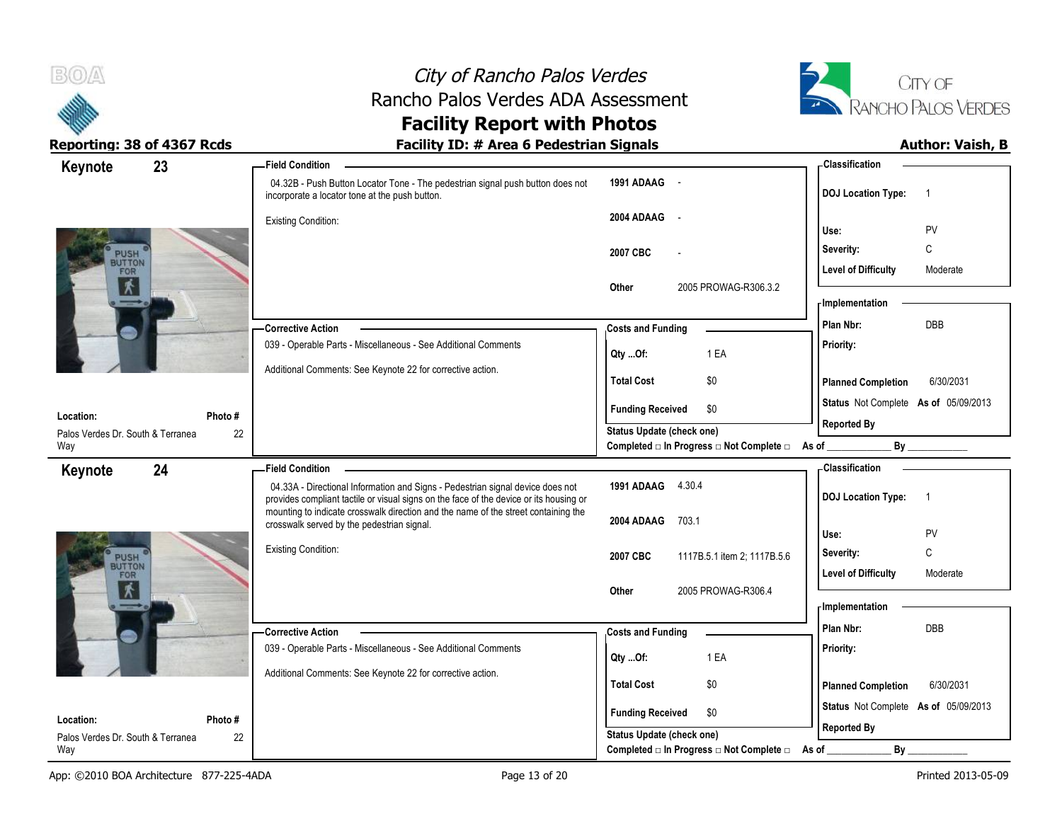# City of Rancho Palos Verdes
## Rancho Palos Verdes ADA Assessment
## Facility Report with Photos

**Reporting: 38 of 4367 Rcds** | **Facility ID: # Area 6 Pedestrian Signals** | **Author: Vaish, B**

---

## Keynote 23

**Field Condition**

04.32B - Push Button Locator Tone - The pedestrian signal push button does not incorporate a locator tone at the push button.

Existing Condition:

| | |
|---|---|
| 1991 ADAAG | - |
| 2004 ADAAG | - |
| 2007 CBC | - |
| Other | 2005 PROWAG-R306.3.2 |

**Classification**

| | |
|---|---|
| DOJ Location Type: | 1 |
| Use: | PV |
| Severity: | C |
| Level of Difficulty | Moderate |

**Corrective Action**

039 - Operable Parts - Miscellaneous - See Additional Comments

Additional Comments: See Keynote 22 for corrective action.

**Costs and Funding**

| | |
|---|---|
| Qty ...Of: | 1 EA |
| Total Cost | $0 |
| Funding Received | $0 |

**Implementation**

| | |
|---|---|
| Plan Nbr: | DBB |
| Priority: | |
| Planned Completion | 6/30/2031 |
| Status | Not Complete As of 05/09/2013 |
| Reported By | |

**Location:** Palos Verdes Dr. South & Terranea Way

**Photo #** 22

Status Update (check one)
Completed □ In Progress □ Not Complete □ As of ____________ By ____________

---

## Keynote 24

**Field Condition**

04.33A - Directional Information and Signs - Pedestrian signal device does not provides compliant tactile or visual signs on the face of the device or its housing or mounting to indicate crosswalk direction and the name of the street containing the crosswalk served by the pedestrian signal.

Existing Condition:

| | |
|---|---|
| 1991 ADAAG | 4.30.4 |
| 2004 ADAAG | 703.1 |
| 2007 CBC | 1117B.5.1 item 2; 1117B.5.6 |
| Other | 2005 PROWAG-R306.4 |

**Classification**

| | |
|---|---|
| DOJ Location Type: | 1 |
| Use: | PV |
| Severity: | C |
| Level of Difficulty | Moderate |

**Corrective Action**

039 - Operable Parts - Miscellaneous - See Additional Comments

Additional Comments: See Keynote 22 for corrective action.

**Costs and Funding**

| | |
|---|---|
| Qty ...Of: | 1 EA |
| Total Cost | $0 |
| Funding Received | $0 |

**Implementation**

| | |
|---|---|
| Plan Nbr: | DBB |
| Priority: | |
| Planned Completion | 6/30/2031 |
| Status | Not Complete As of 05/09/2013 |
| Reported By | |

**Location:** Palos Verdes Dr. South & Terranea Way

**Photo #** 22

Status Update (check one)
Completed □ In Progress □ Not Complete □ As of ____________ By ____________

---

App: ©2010 BOA Architecture 877-225-4ADA | Printed 2013-05-09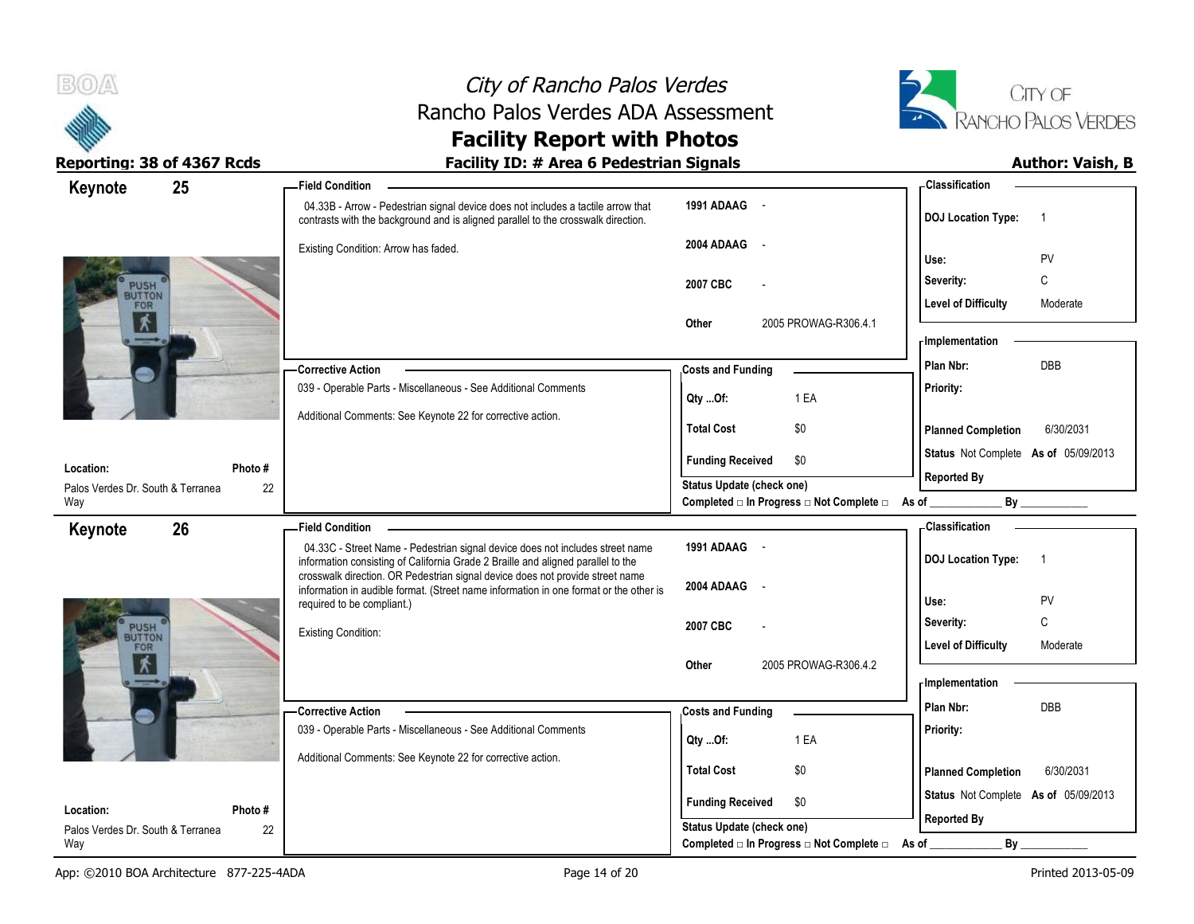# City of Rancho Palos Verdes
## Rancho Palos Verdes ADA Assessment
## Facility Report with Photos

**Reporting: 38 of 4367 Rcds** | **Facility ID: # Area 6 Pedestrian Signals** | **Author: Vaish, B**

---

## Keynote 25

**Location:** Palos Verdes Dr. South & Terranea Way
**Photo #:** 22

**Field Condition**

04.33B - Arrow - Pedestrian signal device does not includes a tactile arrow that contrasts with the background and is aligned parallel to the crosswalk direction.

Existing Condition: Arrow has faded.

| | |
|---|---|
| 1991 ADAAG | - |
| 2004 ADAAG | - |
| 2007 CBC | - |
| Other | 2005 PROWAG-R306.4.1 |

**Corrective Action**

039 - Operable Parts - Miscellaneous - See Additional Comments

Additional Comments: See Keynote 22 for corrective action.

**Costs and Funding**

| | |
|---|---|
| Qty ...Of: | 1 EA |
| Total Cost | $0 |
| Funding Received | $0 |

Status Update (check one)
Completed □ In Progress □ Not Complete □ As of ____________ By ____________

**Classification**

| | |
|---|---|
| DOJ Location Type: | 1 |
| Use: | PV |
| Severity: | C |
| Level of Difficulty | Moderate |

**Implementation**

| | |
|---|---|
| Plan Nbr: | DBB |
| Priority: | |
| Planned Completion | 6/30/2031 |
| Status | Not Complete As of 05/09/2013 |
| Reported By | |

---

## Keynote 26

**Location:** Palos Verdes Dr. South & Terranea Way
**Photo #:** 22

**Field Condition**

04.33C - Street Name - Pedestrian signal device does not includes street name information consisting of California Grade 2 Braille and aligned parallel to the crosswalk direction. OR Pedestrian signal device does not provide street name information in audible format. (Street name information in one format or the other is required to be compliant.)

Existing Condition:

| | |
|---|---|
| 1991 ADAAG | - |
| 2004 ADAAG | - |
| 2007 CBC | - |
| Other | 2005 PROWAG-R306.4.2 |

**Corrective Action**

039 - Operable Parts - Miscellaneous - See Additional Comments

Additional Comments: See Keynote 22 for corrective action.

**Costs and Funding**

| | |
|---|---|
| Qty ...Of: | 1 EA |
| Total Cost | $0 |
| Funding Received | $0 |

Status Update (check one)
Completed □ In Progress □ Not Complete □ As of ____________ By ____________

**Classification**

| | |
|---|---|
| DOJ Location Type: | 1 |
| Use: | PV |
| Severity: | C |
| Level of Difficulty | Moderate |

**Implementation**

| | |
|---|---|
| Plan Nbr: | DBB |
| Priority: | |
| Planned Completion | 6/30/2031 |
| Status | Not Complete As of 05/09/2013 |
| Reported By | |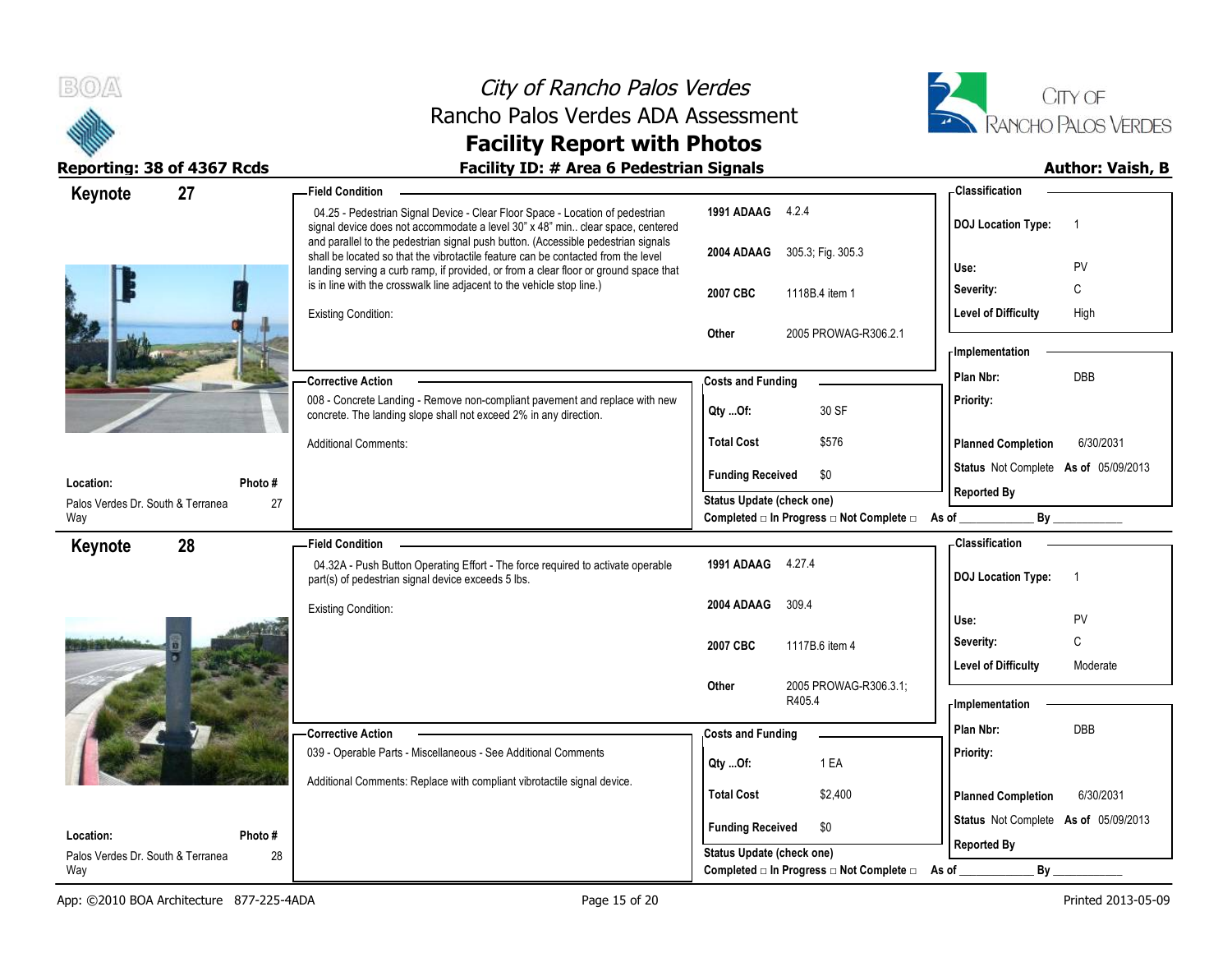# City of Rancho Palos Verdes
## Rancho Palos Verdes ADA Assessment
## Facility Report with Photos

**Reporting: 38 of 4367 Rcds** | **Facility ID: # Area 6 Pedestrian Signals** | **Author: Vaish, B**

---

## Keynote 27

**Location:** Palos Verdes Dr. South & Terranea Way
**Photo #:** 27

### Field Condition

04.25 - Pedestrian Signal Device - Clear Floor Space - Location of pedestrian signal device does not accommodate a level 30" x 48" min.. clear space, centered and parallel to the pedestrian signal push button. (Accessible pedestrian signals shall be located so that the vibrotactile feature can be contacted from the level landing serving a curb ramp, if provided, or from a clear floor or ground space that is in line with the crosswalk line adjacent to the vehicle stop line.)

Existing Condition:

| | |
|---|---|
| 1991 ADAAG | 4.2.4 |
| 2004 ADAAG | 305.3; Fig. 305.3 |
| 2007 CBC | 1118B.4 item 1 |
| Other | 2005 PROWAG-R306.2.1 |

### Classification

| | |
|---|---|
| DOJ Location Type: | 1 |
| Use: | PV |
| Severity: | C |
| Level of Difficulty | High |

### Corrective Action

008 - Concrete Landing - Remove non-compliant pavement and replace with new concrete. The landing slope shall not exceed 2% in any direction.

Additional Comments:

### Costs and Funding

| | |
|---|---|
| Qty ...Of: | 30 SF |
| Total Cost | $576 |
| Funding Received | $0 |

Status Update (check one)
Completed □ In Progress □ Not Complete □ As of ____________ By ____________

### Implementation

| | |
|---|---|
| Plan Nbr: | DBB |
| Priority: | |
| Planned Completion | 6/30/2031 |
| Status | Not Complete As of 05/09/2013 |
| Reported By | |

---

## Keynote 28

**Location:** Palos Verdes Dr. South & Terranea Way
**Photo #:** 28

### Field Condition

04.32A - Push Button Operating Effort - The force required to activate operable part(s) of pedestrian signal device exceeds 5 lbs.

Existing Condition:

| | |
|---|---|
| 1991 ADAAG | 4.27.4 |
| 2004 ADAAG | 309.4 |
| 2007 CBC | 1117B.6 item 4 |
| Other | 2005 PROWAG-R306.3.1; R405.4 |

### Classification

| | |
|---|---|
| DOJ Location Type: | 1 |
| Use: | PV |
| Severity: | C |
| Level of Difficulty | Moderate |

### Corrective Action

039 - Operable Parts - Miscellaneous - See Additional Comments

Additional Comments: Replace with compliant vibrotactile signal device.

### Costs and Funding

| | |
|---|---|
| Qty ...Of: | 1 EA |
| Total Cost | $2,400 |
| Funding Received | $0 |

Status Update (check one)
Completed □ In Progress □ Not Complete □ As of ____________ By ____________

### Implementation

| | |
|---|---|
| Plan Nbr: | DBB |
| Priority: | |
| Planned Completion | 6/30/2031 |
| Status | Not Complete As of 05/09/2013 |
| Reported By | |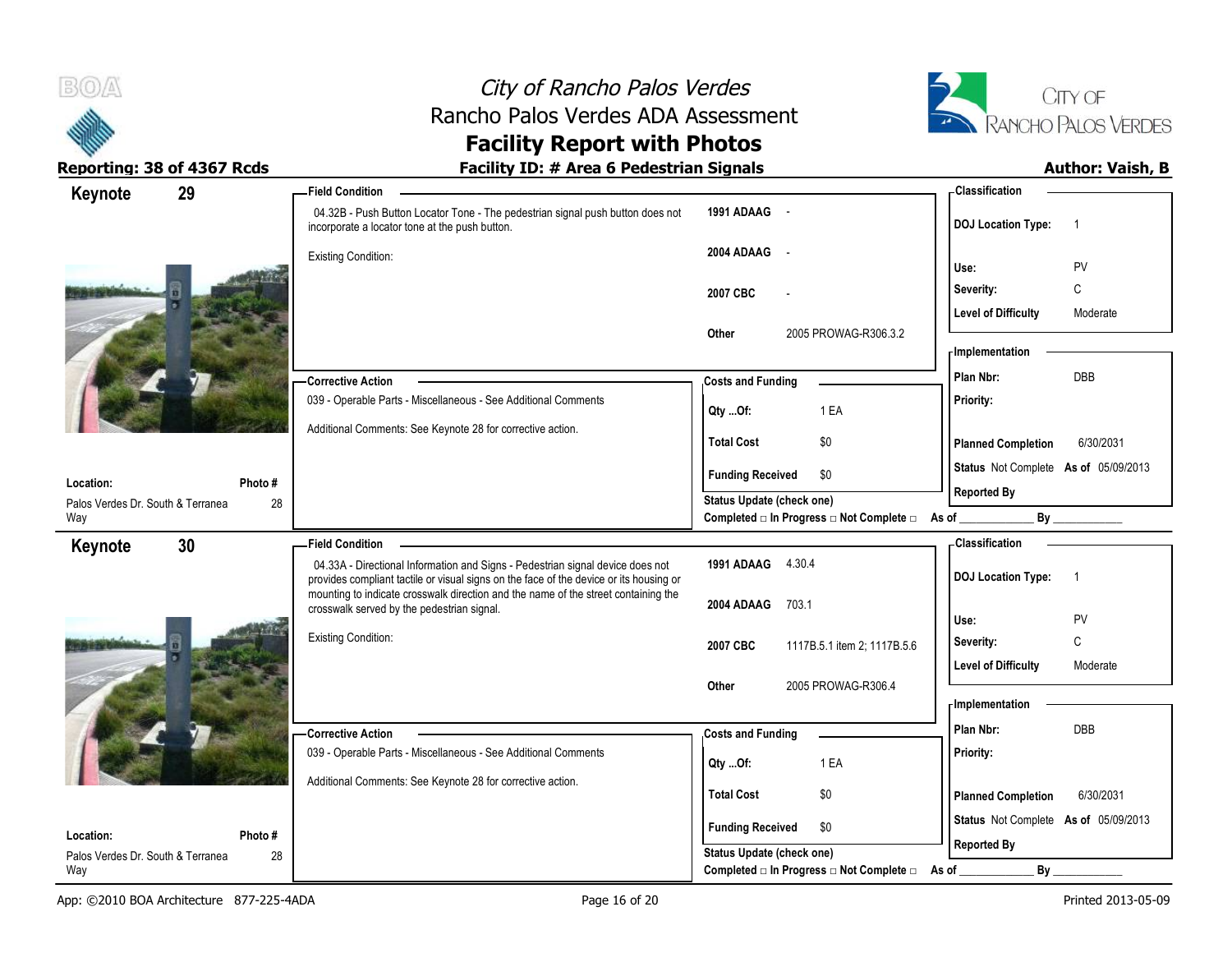# City of Rancho Palos Verdes
## Rancho Palos Verdes ADA Assessment
## Facility Report with Photos

**Reporting: 38 of 4367 Rcds** | **Facility ID: # Area 6 Pedestrian Signals** | **Author: Vaish, B**

---

## Keynote 29

**Location:** Palos Verdes Dr. South & Terranea Way
**Photo #:** 28

**Field Condition**

04.32B - Push Button Locator Tone - The pedestrian signal push button does not incorporate a locator tone at the push button.

Existing Condition:

| | |
|---|---|
| 1991 ADAAG | - |
| 2004 ADAAG | - |
| 2007 CBC | - |
| Other | 2005 PROWAG-R306.3.2 |

**Corrective Action**

039 - Operable Parts - Miscellaneous - See Additional Comments

Additional Comments: See Keynote 28 for corrective action.

**Costs and Funding**

| | |
|---|---|
| Qty ...Of: | 1 EA |
| Total Cost | $0 |
| Funding Received | $0 |

Status Update (check one)
Completed □ In Progress □ Not Complete □ As of ____________ By ____________

**Classification**

| | |
|---|---|
| DOJ Location Type: | 1 |
| Use: | PV |
| Severity: | C |
| Level of Difficulty | Moderate |

**Implementation**

| | |
|---|---|
| Plan Nbr: | DBB |
| Priority: | |
| Planned Completion | 6/30/2031 |
| Status | Not Complete As of 05/09/2013 |
| Reported By | |

---

## Keynote 30

**Location:** Palos Verdes Dr. South & Terranea Way
**Photo #:** 28

**Field Condition**

04.33A - Directional Information and Signs - Pedestrian signal device does not provides compliant tactile or visual signs on the face of the device or its housing or mounting to indicate crosswalk direction and the name of the street containing the crosswalk served by the pedestrian signal.

Existing Condition:

| | |
|---|---|
| 1991 ADAAG | 4.30.4 |
| 2004 ADAAG | 703.1 |
| 2007 CBC | 1117B.5.1 item 2; 1117B.5.6 |
| Other | 2005 PROWAG-R306.4 |

**Corrective Action**

039 - Operable Parts - Miscellaneous - See Additional Comments

Additional Comments: See Keynote 28 for corrective action.

**Costs and Funding**

| | |
|---|---|
| Qty ...Of: | 1 EA |
| Total Cost | $0 |
| Funding Received | $0 |

Status Update (check one)
Completed □ In Progress □ Not Complete □ As of ____________ By ____________

**Classification**

| | |
|---|---|
| DOJ Location Type: | 1 |
| Use: | PV |
| Severity: | C |
| Level of Difficulty | Moderate |

**Implementation**

| | |
|---|---|
| Plan Nbr: | DBB |
| Priority: | |
| Planned Completion | 6/30/2031 |
| Status | Not Complete As of 05/09/2013 |
| Reported By | |

App: ©2010 BOA Architecture 877-225-4ADA | Printed 2013-05-09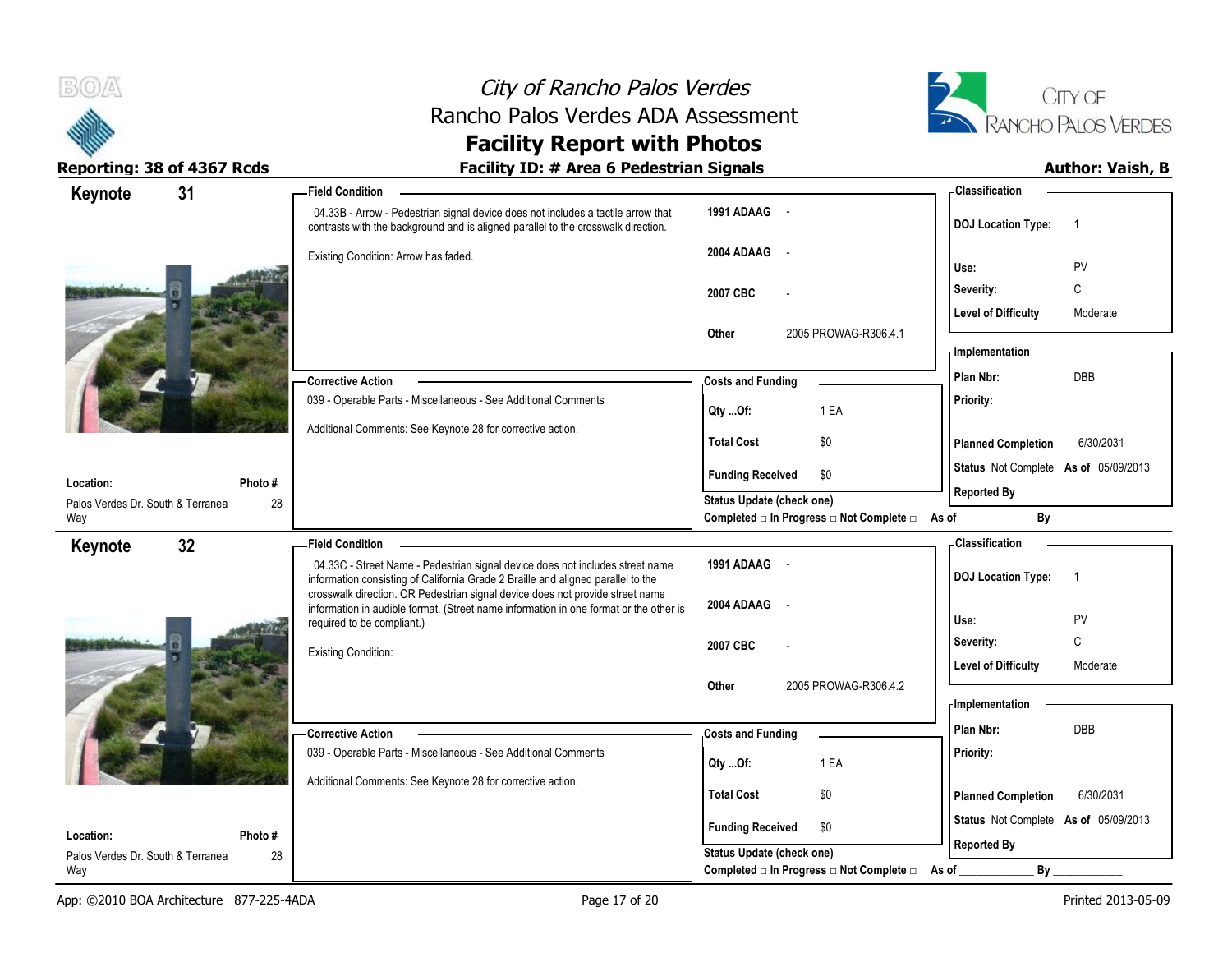# City of Rancho Palos Verdes
## Rancho Palos Verdes ADA Assessment
## Facility Report with Photos

**Reporting: 38 of 4367 Rcds** | **Facility ID: # Area 6 Pedestrian Signals** | **Author: Vaish, B**

---

### Keynote 31

**Location:** Palos Verdes Dr. South & Terranea Way
**Photo #:** 28

**Field Condition**

04.33B - Arrow - Pedestrian signal device does not includes a tactile arrow that contrasts with the background and is aligned parallel to the crosswalk direction.

Existing Condition: Arrow has faded.

| Code | Reference |
|---|---|
| 1991 ADAAG | - |
| 2004 ADAAG | - |
| 2007 CBC | - |
| Other | 2005 PROWAG-R306.4.1 |

**Classification**

| | |
|---|---|
| DOJ Location Type: | 1 |
| Use: | PV |
| Severity: | C |
| Level of Difficulty | Moderate |

**Corrective Action**

039 - Operable Parts - Miscellaneous - See Additional Comments

Additional Comments: See Keynote 28 for corrective action.

**Costs and Funding**

| | |
|---|---|
| Qty ...Of: | 1 EA |
| Total Cost | $0 |
| Funding Received | $0 |

**Implementation**

| | |
|---|---|
| Plan Nbr: | DBB |
| Priority: | |
| Planned Completion | 6/30/2031 |
| Status | Not Complete As of 05/09/2013 |
| Reported By | |

Status Update (check one)
Completed □ In Progress □ Not Complete □ As of ____________ By ____________

---

### Keynote 32

**Location:** Palos Verdes Dr. South & Terranea Way
**Photo #:** 28

**Field Condition**

04.33C - Street Name - Pedestrian signal device does not includes street name information consisting of California Grade 2 Braille and aligned parallel to the crosswalk direction. OR Pedestrian signal device does not provide street name information in audible format. (Street name information in one format or the other is required to be compliant.)

Existing Condition:

| Code | Reference |
|---|---|
| 1991 ADAAG | - |
| 2004 ADAAG | - |
| 2007 CBC | - |
| Other | 2005 PROWAG-R306.4.2 |

**Classification**

| | |
|---|---|
| DOJ Location Type: | 1 |
| Use: | PV |
| Severity: | C |
| Level of Difficulty | Moderate |

**Corrective Action**

039 - Operable Parts - Miscellaneous - See Additional Comments

Additional Comments: See Keynote 28 for corrective action.

**Costs and Funding**

| | |
|---|---|
| Qty ...Of: | 1 EA |
| Total Cost | $0 |
| Funding Received | $0 |

**Implementation**

| | |
|---|---|
| Plan Nbr: | DBB |
| Priority: | |
| Planned Completion | 6/30/2031 |
| Status | Not Complete As of 05/09/2013 |
| Reported By | |

Status Update (check one)
Completed □ In Progress □ Not Complete □ As of ____________ By ____________

---

App: ©2010 BOA Architecture 877-225-4ADA | Printed 2013-05-09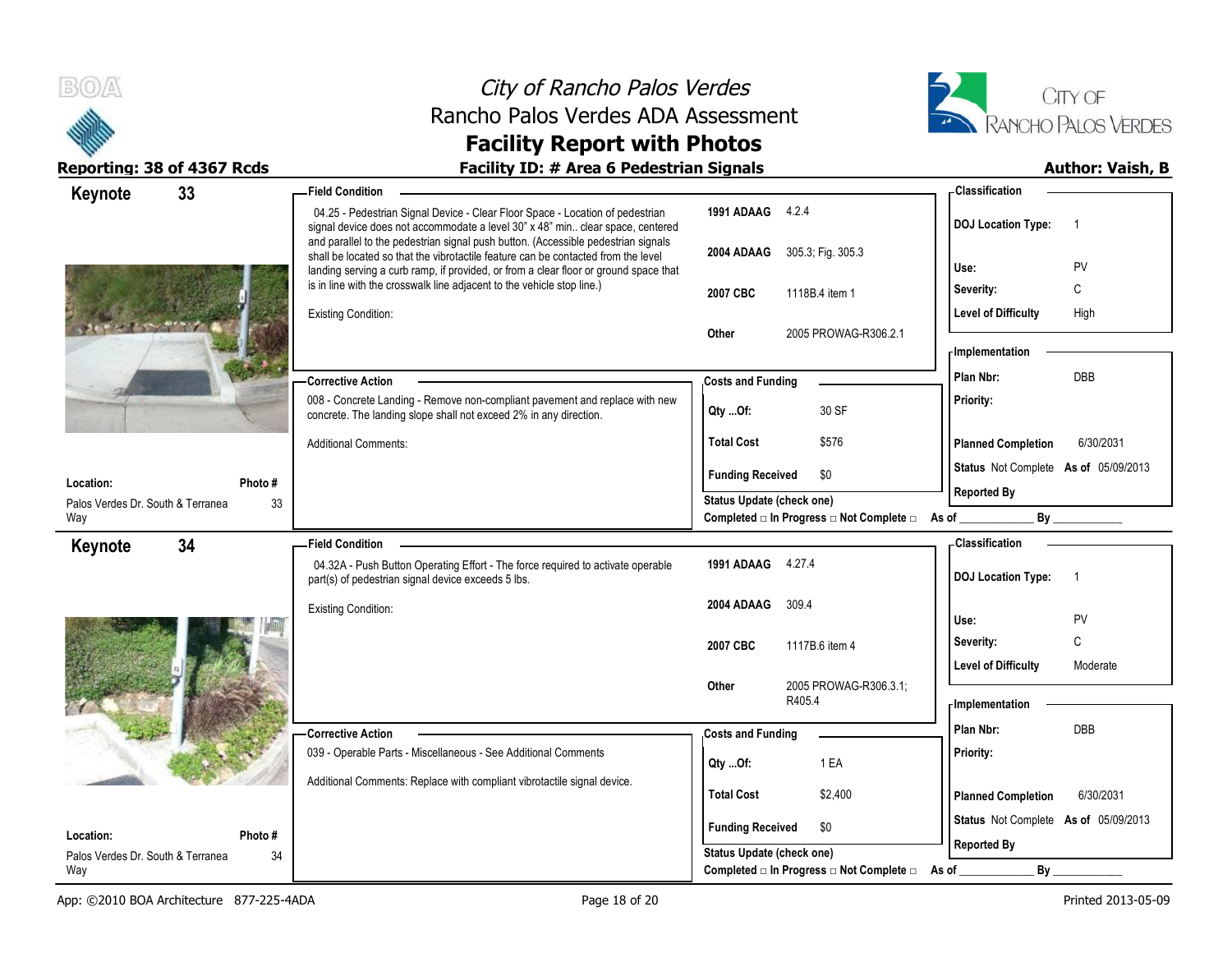# City of Rancho Palos Verdes
## Rancho Palos Verdes ADA Assessment
## Facility Report with Photos

**Reporting: 38 of 4367 Rcds** | **Facility ID: # Area 6 Pedestrian Signals** | **Author: Vaish, B**

---

## Keynote 33

**Location:** Palos Verdes Dr. South & Terranea Way
**Photo #:** 33

**Field Condition**

04.25 - Pedestrian Signal Device - Clear Floor Space - Location of pedestrian signal device does not accommodate a level 30" x 48" min.. clear space, centered and parallel to the pedestrian signal push button. (Accessible pedestrian signals shall be located so that the vibrotactile feature can be contacted from the level landing serving a curb ramp, if provided, or from a clear floor or ground space that is in line with the crosswalk line adjacent to the vehicle stop line.)

Existing Condition:

| Code | Reference |
|---|---|
| 1991 ADAAG | 4.2.4 |
| 2004 ADAAG | 305.3; Fig. 305.3 |
| 2007 CBC | 1118B.4 item 1 |
| Other | 2005 PROWAG-R306.2.1 |

**Classification**

| | |
|---|---|
| DOJ Location Type: | 1 |
| Use: | PV |
| Severity: | C |
| Level of Difficulty | High |

**Corrective Action**

008 - Concrete Landing - Remove non-compliant pavement and replace with new concrete. The landing slope shall not exceed 2% in any direction.

Additional Comments:

**Costs and Funding**

| | |
|---|---|
| Qty ...Of: | 30 SF |
| Total Cost | $576 |
| Funding Received | $0 |

**Implementation**

| | |
|---|---|
| Plan Nbr: | DBB |
| Priority: | |
| Planned Completion | 6/30/2031 |
| Status | Not Complete As of 05/09/2013 |
| Reported By | |

Status Update (check one)
Completed □ In Progress □ Not Complete □ As of ____________ By ____________

---

## Keynote 34

**Location:** Palos Verdes Dr. South & Terranea Way
**Photo #:** 34

**Field Condition**

04.32A - Push Button Operating Effort - The force required to activate operable part(s) of pedestrian signal device exceeds 5 lbs.

Existing Condition:

| Code | Reference |
|---|---|
| 1991 ADAAG | 4.27.4 |
| 2004 ADAAG | 309.4 |
| 2007 CBC | 1117B.6 item 4 |
| Other | 2005 PROWAG-R306.3.1; R405.4 |

**Classification**

| | |
|---|---|
| DOJ Location Type: | 1 |
| Use: | PV |
| Severity: | C |
| Level of Difficulty | Moderate |

**Corrective Action**

039 - Operable Parts - Miscellaneous - See Additional Comments

Additional Comments: Replace with compliant vibrotactile signal device.

**Costs and Funding**

| | |
|---|---|
| Qty ...Of: | 1 EA |
| Total Cost | $2,400 |
| Funding Received | $0 |

**Implementation**

| | |
|---|---|
| Plan Nbr: | DBB |
| Priority: | |
| Planned Completion | 6/30/2031 |
| Status | Not Complete As of 05/09/2013 |
| Reported By | |

Status Update (check one)
Completed □ In Progress □ Not Complete □ As of ____________ By ____________

---

App: ©2010 BOA Architecture 877-225-4ADA | Printed 2013-05-09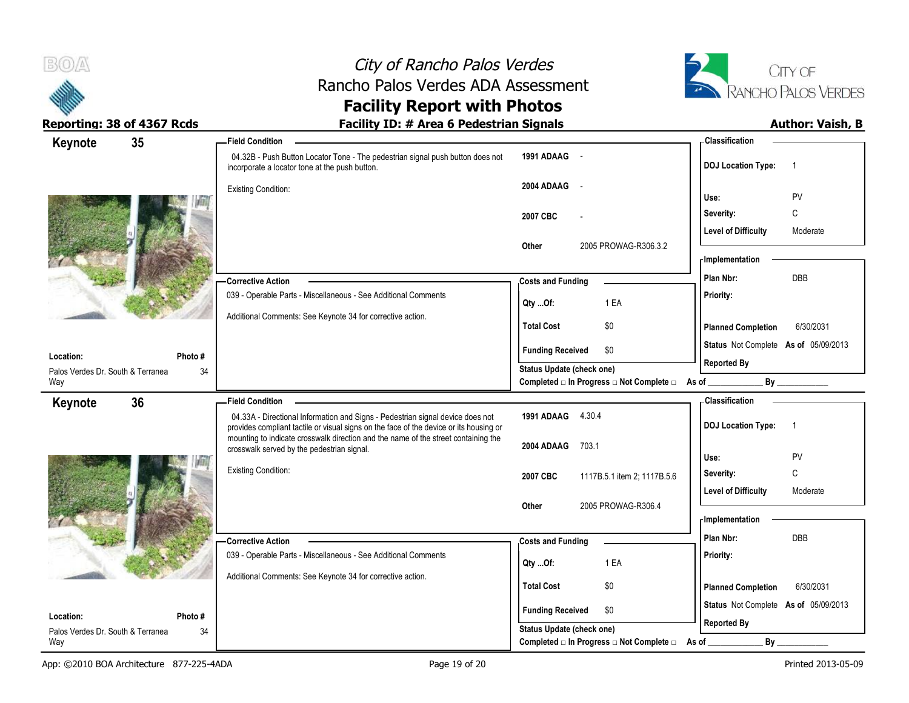## Keynote 35

**Location:** Palos Verdes Dr. South & Terranea Way
**Photo #** 34

**Field Condition**

04.32B - Push Button Locator Tone - The pedestrian signal push button does not incorporate a locator tone at the push button.

Existing Condition:

| | |
|---|---|
| **1991 ADAAG** | - |
| **2004 ADAAG** | - |
| **2007 CBC** | - |
| **Other** | 2005 PROWAG-R306.3.2 |

**Classification**

| | |
|---|---|
| **DOJ Location Type:** | 1 |
| **Use:** | PV |
| **Severity:** | C |
| **Level of Difficulty** | Moderate |

**Corrective Action**

039 - Operable Parts - Miscellaneous - See Additional Comments

Additional Comments: See Keynote 34 for corrective action.

**Costs and Funding**

| | |
|---|---|
| **Qty ...Of:** | 1 EA |
| **Total Cost** | $0 |
| **Funding Received** | $0 |

**Status Update (check one)**
Completed □ In Progress □ Not Complete □ As of ____________ By ____________

**Implementation**

| | |
|---|---|
| **Plan Nbr:** | DBB |
| **Priority:** | |
| **Planned Completion** | 6/30/2031 |
| **Status** | Not Complete **As of** 05/09/2013 |
| **Reported By** | |

## Keynote 36

**Location:** Palos Verdes Dr. South & Terranea Way
**Photo #** 34

**Field Condition**

04.33A - Directional Information and Signs - Pedestrian signal device does not provides compliant tactile or visual signs on the face of the device or its housing or mounting to indicate crosswalk direction and the name of the street containing the crosswalk served by the pedestrian signal.

Existing Condition:

| | |
|---|---|
| **1991 ADAAG** | 4.30.4 |
| **2004 ADAAG** | 703.1 |
| **2007 CBC** | 1117B.5.1 item 2; 1117B.5.6 |
| **Other** | 2005 PROWAG-R306.4 |

**Classification**

| | |
|---|---|
| **DOJ Location Type:** | 1 |
| **Use:** | PV |
| **Severity:** | C |
| **Level of Difficulty** | Moderate |

**Corrective Action**

039 - Operable Parts - Miscellaneous - See Additional Comments

Additional Comments: See Keynote 34 for corrective action.

**Costs and Funding**

| | |
|---|---|
| **Qty ...Of:** | 1 EA |
| **Total Cost** | $0 |
| **Funding Received** | $0 |

**Status Update (check one)**
Completed □ In Progress □ Not Complete □ As of ____________ By ____________

**Implementation**

| | |
|---|---|
| **Plan Nbr:** | DBB |
| **Priority:** | |
| **Planned Completion** | 6/30/2031 |
| **Status** | Not Complete **As of** 05/09/2013 |
| **Reported By** | |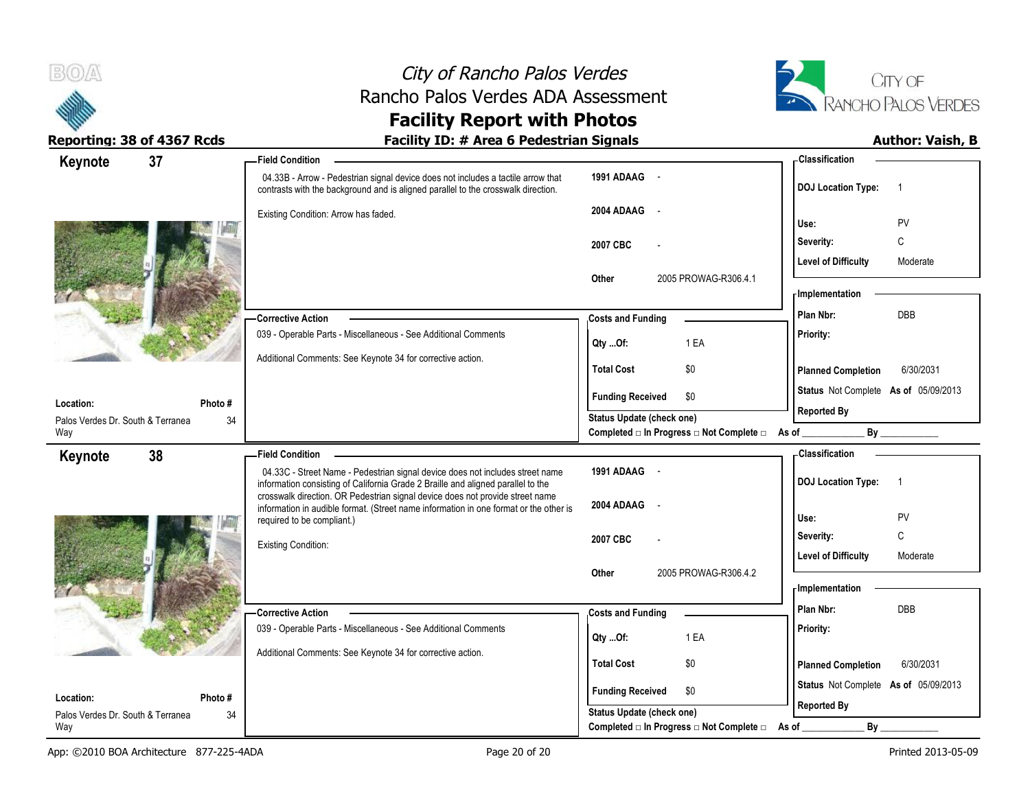## Keynote 37

**Field Condition**

04.33B - Arrow - Pedestrian signal device does not includes a tactile arrow that contrasts with the background and is aligned parallel to the crosswalk direction.

Existing Condition: Arrow has faded.

| | |
|---|---|
| 1991 ADAAG | - |
| 2004 ADAAG | - |
| 2007 CBC | - |
| Other | 2005 PROWAG-R306.4.1 |

**Classification**

| | |
|---|---|
| DOJ Location Type: | 1 |
| Use: | PV |
| Severity: | C |
| Level of Difficulty | Moderate |

**Corrective Action**

039 - Operable Parts - Miscellaneous - See Additional Comments

Additional Comments: See Keynote 34 for corrective action.

**Costs and Funding**

| | |
|---|---|
| Qty ...Of: | 1 EA |
| Total Cost | $0 |
| Funding Received | $0 |

**Implementation**

| | |
|---|---|
| Plan Nbr: | DBB |
| Priority: | |
| Planned Completion | 6/30/2031 |
| Status | Not Complete As of 05/09/2013 |
| Reported By | |

**Location:** Palos Verdes Dr. South & Terranea Way

**Photo #** 34

Status Update (check one)
Completed □ In Progress □ Not Complete □ As of ____________ By ____________

## Keynote 38

**Field Condition**

04.33C - Street Name - Pedestrian signal device does not includes street name information consisting of California Grade 2 Braille and aligned parallel to the crosswalk direction. OR Pedestrian signal device does not provide street name information in audible format. (Street name information in one format or the other is required to be compliant.)

Existing Condition:

| | |
|---|---|
| 1991 ADAAG | - |
| 2004 ADAAG | - |
| 2007 CBC | - |
| Other | 2005 PROWAG-R306.4.2 |

**Classification**

| | |
|---|---|
| DOJ Location Type: | 1 |
| Use: | PV |
| Severity: | C |
| Level of Difficulty | Moderate |

**Corrective Action**

039 - Operable Parts - Miscellaneous - See Additional Comments

Additional Comments: See Keynote 34 for corrective action.

**Costs and Funding**

| | |
|---|---|
| Qty ...Of: | 1 EA |
| Total Cost | $0 |
| Funding Received | $0 |

**Implementation**

| | |
|---|---|
| Plan Nbr: | DBB |
| Priority: | |
| Planned Completion | 6/30/2031 |
| Status | Not Complete As of 05/09/2013 |
| Reported By | |

**Location:** Palos Verdes Dr. South & Terranea Way

**Photo #** 34

Status Update (check one)
Completed □ In Progress □ Not Complete □ As of ____________ By ____________